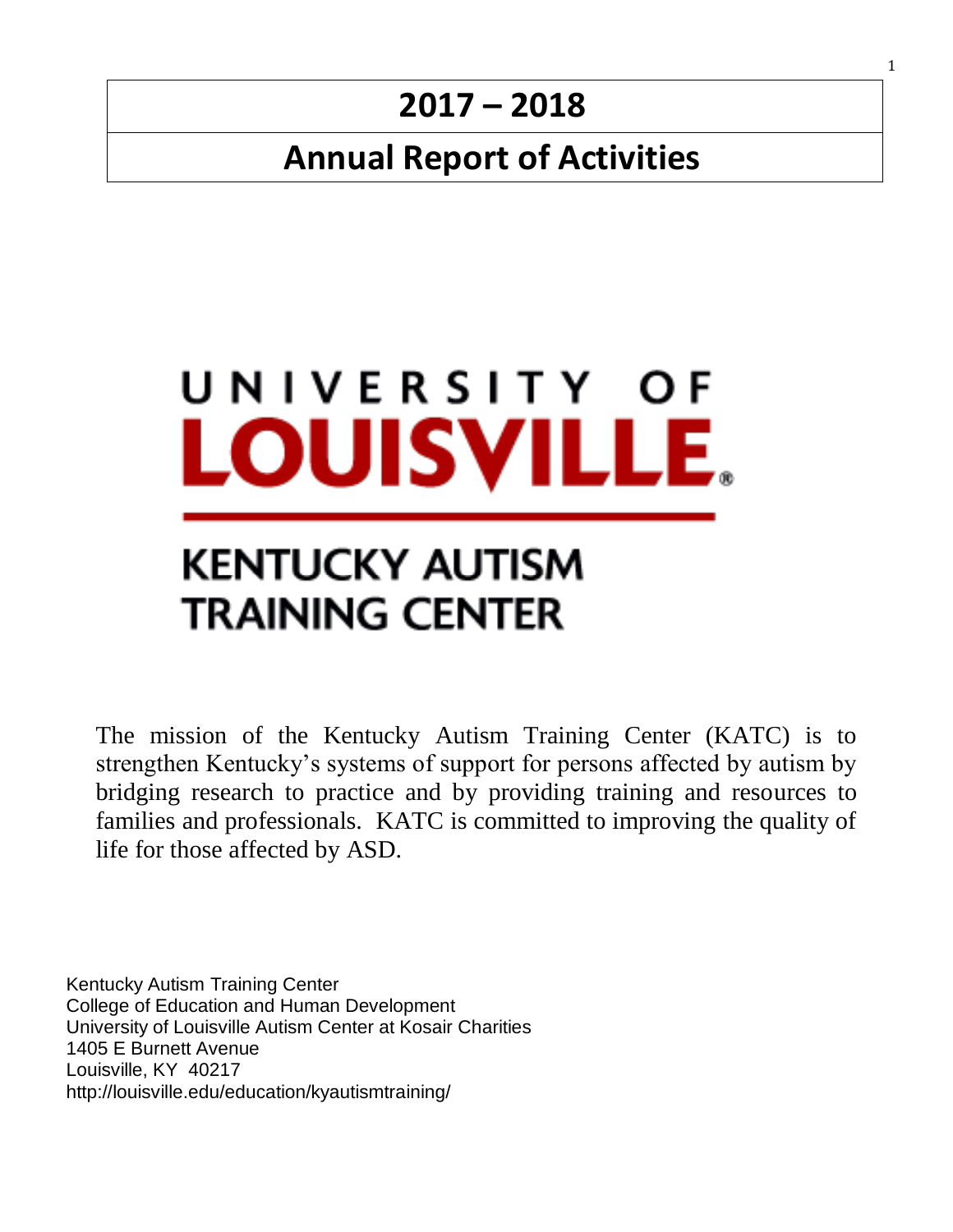# 2017 – 2018

# Annual Report of Activities

UNIVERSITY OF LOUISVILLE

KENTUCKY AUTISM TRAINING CENTER

The mission of the Kentucky Autism Training Center (KATC) is to strengthen Kentucky's systems of support for persons affected by autism by bridging research to practice and by providing training and resources to families and professionals. KATC is committed to improving the quality of life for those affected by ASD.

Kentucky Autism Training Center
College of Education and Human Development
University of Louisville Autism Center at Kosair Charities
1405 E Burnett Avenue
Louisville, KY 40217
http://louisville.edu/education/kyautismtraining/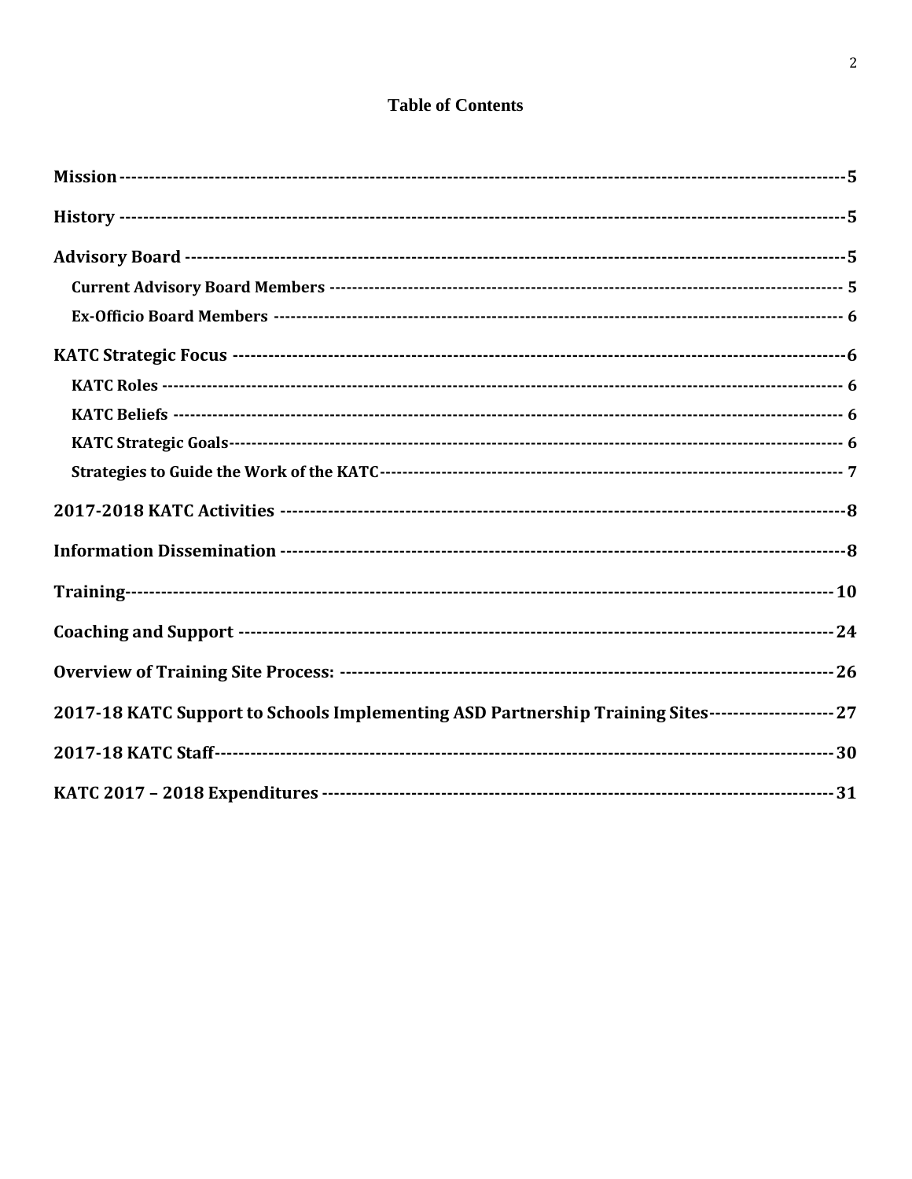# Table of Contents

- **Mission** ---------------------------------------------------------------- 5
- **History** ---------------------------------------------------------------- 5
- **Advisory Board** --------------------------------------------------------- 5
  - **Current Advisory Board Members** ---------------------------------- 5
  - **Ex-Officio Board Members** ------------------------------------------ 6
- **KATC Strategic Focus** --------------------------------------------------- 6
  - **KATC Roles** ------------------------------------------------------------ 6
  - **KATC Beliefs** ---------------------------------------------------------- 6
  - **KATC Strategic Goals** ------------------------------------------------- 6
  - **Strategies to Guide the Work of the KATC** ------------------------- 7
- **2017-2018 KATC Activities** ---------------------------------------------- 8
- **Information Dissemination** ---------------------------------------------- 8
- **Training** ---------------------------------------------------------------- 10
- **Coaching and Support** --------------------------------------------------- 24
- **Overview of Training Site Process:** ------------------------------------- 26
- **2017-18 KATC Support to Schools Implementing ASD Partnership Training Sites** -------- 27
- **2017-18 KATC Staff** ------------------------------------------------------ 30
- **KATC 2017 – 2018 Expenditures** ------------------------------------------ 31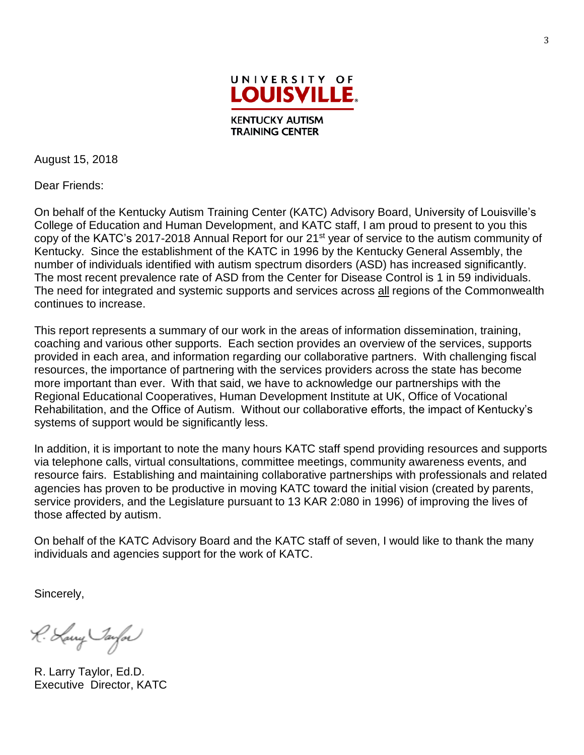UNIVERSITY OF
**LOUISVILLE.**

KENTUCKY AUTISM
TRAINING CENTER

August 15, 2018

Dear Friends:

On behalf of the Kentucky Autism Training Center (KATC) Advisory Board, University of Louisville's College of Education and Human Development, and KATC staff, I am proud to present to you this copy of the KATC's 2017-2018 Annual Report for our 21st year of service to the autism community of Kentucky. Since the establishment of the KATC in 1996 by the Kentucky General Assembly, the number of individuals identified with autism spectrum disorders (ASD) has increased significantly. The most recent prevalence rate of ASD from the Center for Disease Control is 1 in 59 individuals. The need for integrated and systemic supports and services across <u>all</u> regions of the Commonwealth continues to increase.

This report represents a summary of our work in the areas of information dissemination, training, coaching and various other supports. Each section provides an overview of the services, supports provided in each area, and information regarding our collaborative partners. With challenging fiscal resources, the importance of partnering with the services providers across the state has become more important than ever. With that said, we have to acknowledge our partnerships with the Regional Educational Cooperatives, Human Development Institute at UK, Office of Vocational Rehabilitation, and the Office of Autism. Without our collaborative efforts, the impact of Kentucky's systems of support would be significantly less.

In addition, it is important to note the many hours KATC staff spend providing resources and supports via telephone calls, virtual consultations, committee meetings, community awareness events, and resource fairs. Establishing and maintaining collaborative partnerships with professionals and related agencies has proven to be productive in moving KATC toward the initial vision (created by parents, service providers, and the Legislature pursuant to 13 KAR 2:080 in 1996) of improving the lives of those affected by autism.

On behalf of the KATC Advisory Board and the KATC staff of seven, I would like to thank the many individuals and agencies support for the work of KATC.

Sincerely,

R. Larry Taylor, Ed.D.
Executive Director, KATC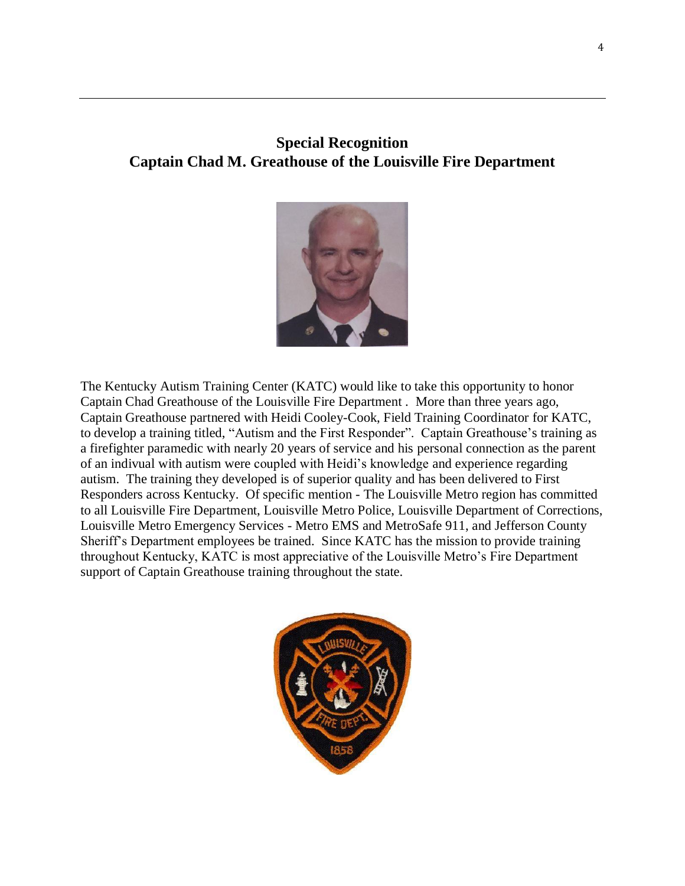## Special Recognition
## Captain Chad M. Greathouse of the Louisville Fire Department

The Kentucky Autism Training Center (KATC) would like to take this opportunity to honor Captain Chad Greathouse of the Louisville Fire Department . More than three years ago, Captain Greathouse partnered with Heidi Cooley-Cook, Field Training Coordinator for KATC, to develop a training titled, "Autism and the First Responder". Captain Greathouse's training as a firefighter paramedic with nearly 20 years of service and his personal connection as the parent of an indivual with autism were coupled with Heidi's knowledge and experience regarding autism. The training they developed is of superior quality and has been delivered to First Responders across Kentucky. Of specific mention - The Louisville Metro region has committed to all Louisville Fire Department, Louisville Metro Police, Louisville Department of Corrections, Louisville Metro Emergency Services - Metro EMS and MetroSafe 911, and Jefferson County Sheriff's Department employees be trained. Since KATC has the mission to provide training throughout Kentucky, KATC is most appreciative of the Louisville Metro's Fire Department support of Captain Greathouse training throughout the state.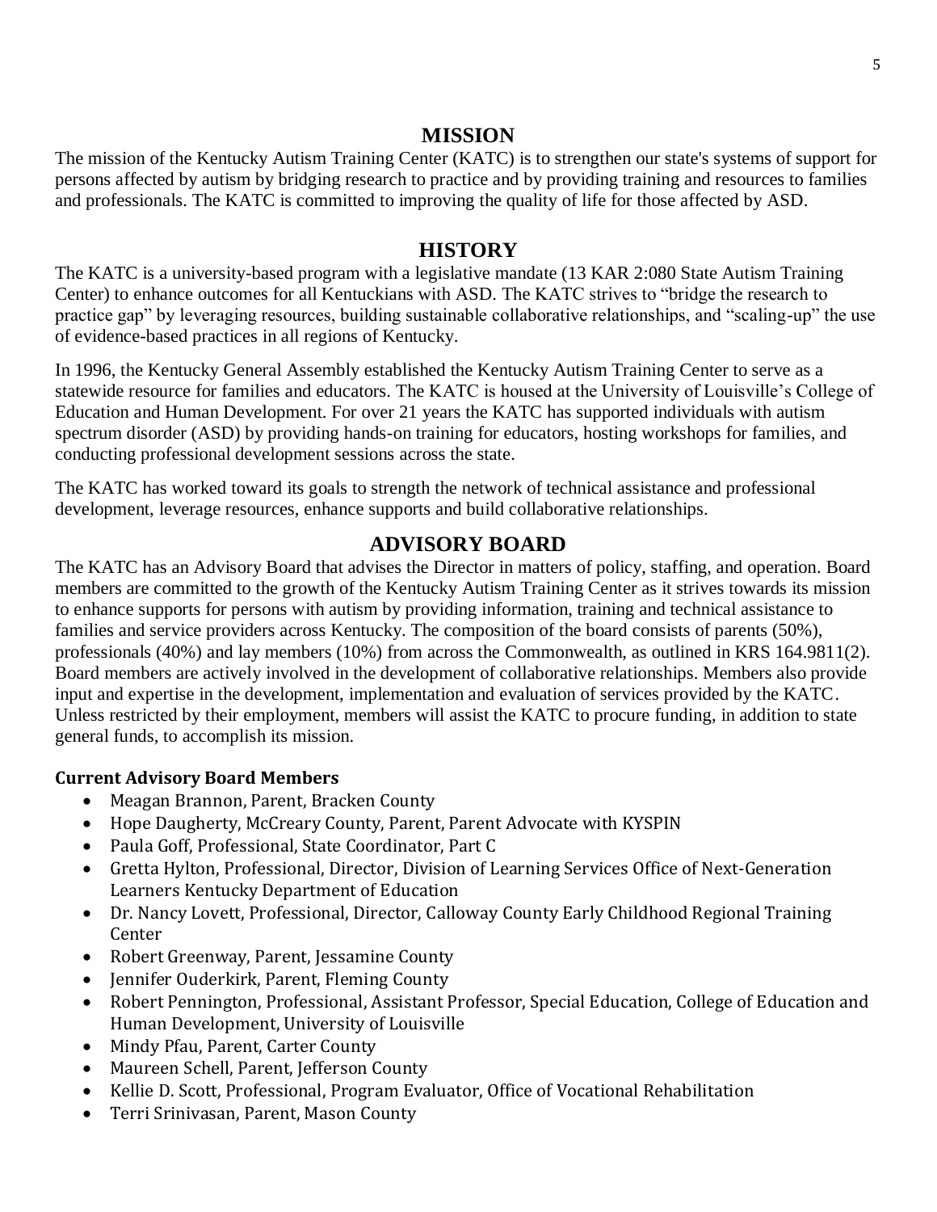## MISSION

The mission of the Kentucky Autism Training Center (KATC) is to strengthen our state's systems of support for persons affected by autism by bridging research to practice and by providing training and resources to families and professionals. The KATC is committed to improving the quality of life for those affected by ASD.

## HISTORY

The KATC is a university-based program with a legislative mandate (13 KAR 2:080 State Autism Training Center) to enhance outcomes for all Kentuckians with ASD. The KATC strives to "bridge the research to practice gap" by leveraging resources, building sustainable collaborative relationships, and "scaling-up" the use of evidence-based practices in all regions of Kentucky.

In 1996, the Kentucky General Assembly established the Kentucky Autism Training Center to serve as a statewide resource for families and educators. The KATC is housed at the University of Louisville's College of Education and Human Development. For over 21 years the KATC has supported individuals with autism spectrum disorder (ASD) by providing hands-on training for educators, hosting workshops for families, and conducting professional development sessions across the state.

The KATC has worked toward its goals to strength the network of technical assistance and professional development, leverage resources, enhance supports and build collaborative relationships.

## ADVISORY BOARD

The KATC has an Advisory Board that advises the Director in matters of policy, staffing, and operation. Board members are committed to the growth of the Kentucky Autism Training Center as it strives towards its mission to enhance supports for persons with autism by providing information, training and technical assistance to families and service providers across Kentucky. The composition of the board consists of parents (50%), professionals (40%) and lay members (10%) from across the Commonwealth, as outlined in KRS 164.9811(2). Board members are actively involved in the development of collaborative relationships. Members also provide input and expertise in the development, implementation and evaluation of services provided by the KATC. Unless restricted by their employment, members will assist the KATC to procure funding, in addition to state general funds, to accomplish its mission.

**Current Advisory Board Members**

- Meagan Brannon, Parent, Bracken County
- Hope Daugherty, McCreary County, Parent, Parent Advocate with KYSPIN
- Paula Goff, Professional, State Coordinator, Part C
- Gretta Hylton, Professional, Director, Division of Learning Services Office of Next-Generation Learners Kentucky Department of Education
- Dr. Nancy Lovett, Professional, Director, Calloway County Early Childhood Regional Training Center
- Robert Greenway, Parent, Jessamine County
- Jennifer Ouderkirk, Parent, Fleming County
- Robert Pennington, Professional, Assistant Professor, Special Education, College of Education and Human Development, University of Louisville
- Mindy Pfau, Parent, Carter County
- Maureen Schell, Parent, Jefferson County
- Kellie D. Scott, Professional, Program Evaluator, Office of Vocational Rehabilitation
- Terri Srinivasan, Parent, Mason County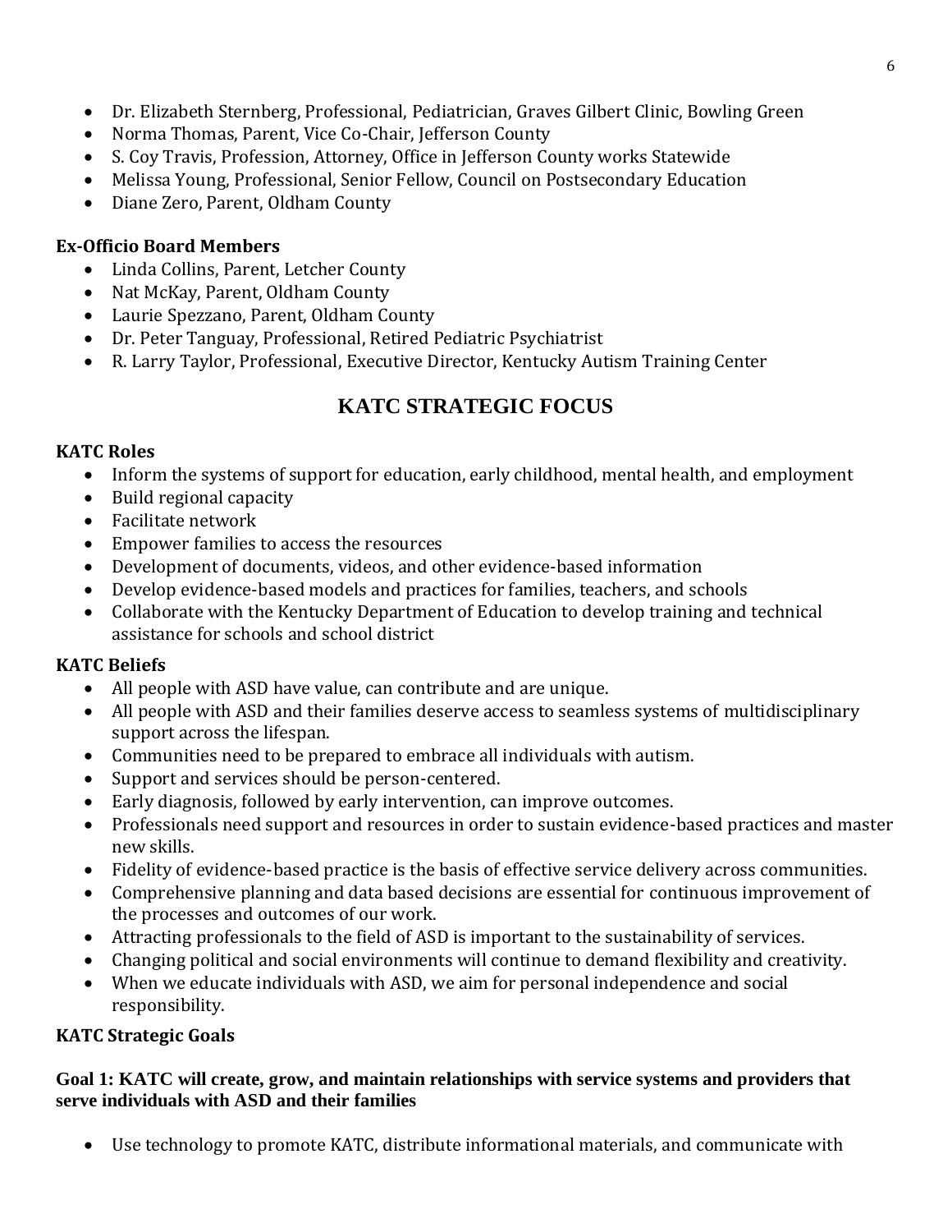- Dr. Elizabeth Sternberg, Professional, Pediatrician, Graves Gilbert Clinic, Bowling Green
- Norma Thomas, Parent, Vice Co-Chair, Jefferson County
- S. Coy Travis, Profession, Attorney, Office in Jefferson County works Statewide
- Melissa Young, Professional, Senior Fellow, Council on Postsecondary Education
- Diane Zero, Parent, Oldham County

**Ex-Officio Board Members**

- Linda Collins, Parent, Letcher County
- Nat McKay, Parent, Oldham County
- Laurie Spezzano, Parent, Oldham County
- Dr. Peter Tanguay, Professional, Retired Pediatric Psychiatrist
- R. Larry Taylor, Professional, Executive Director, Kentucky Autism Training Center

## KATC STRATEGIC FOCUS

**KATC Roles**

- Inform the systems of support for education, early childhood, mental health, and employment
- Build regional capacity
- Facilitate network
- Empower families to access the resources
- Development of documents, videos, and other evidence-based information
- Develop evidence-based models and practices for families, teachers, and schools
- Collaborate with the Kentucky Department of Education to develop training and technical assistance for schools and school district

**KATC Beliefs**

- All people with ASD have value, can contribute and are unique.
- All people with ASD and their families deserve access to seamless systems of multidisciplinary support across the lifespan.
- Communities need to be prepared to embrace all individuals with autism.
- Support and services should be person-centered.
- Early diagnosis, followed by early intervention, can improve outcomes.
- Professionals need support and resources in order to sustain evidence-based practices and master new skills.
- Fidelity of evidence-based practice is the basis of effective service delivery across communities.
- Comprehensive planning and data based decisions are essential for continuous improvement of the processes and outcomes of our work.
- Attracting professionals to the field of ASD is important to the sustainability of services.
- Changing political and social environments will continue to demand flexibility and creativity.
- When we educate individuals with ASD, we aim for personal independence and social responsibility.

**KATC Strategic Goals**

**Goal 1: KATC will create, grow, and maintain relationships with service systems and providers that serve individuals with ASD and their families**

- Use technology to promote KATC, distribute informational materials, and communicate with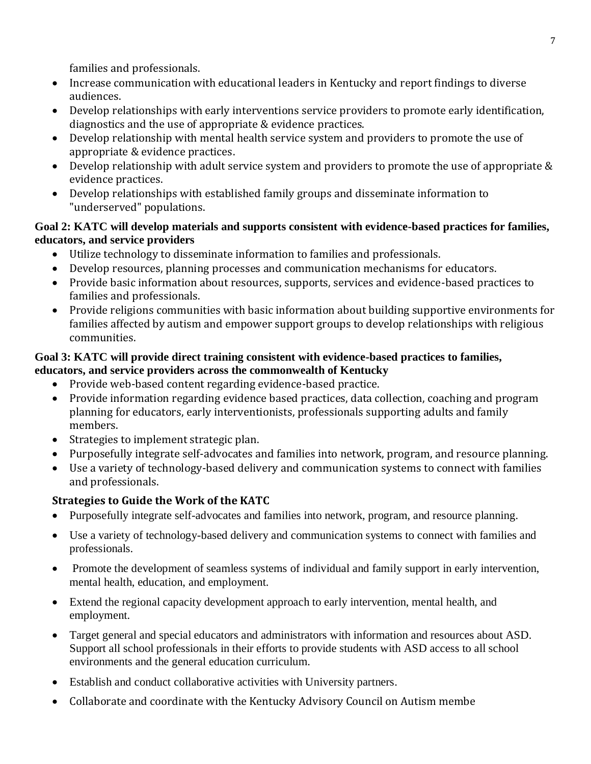families and professionals.

- Increase communication with educational leaders in Kentucky and report findings to diverse audiences.
- Develop relationships with early interventions service providers to promote early identification, diagnostics and the use of appropriate & evidence practices.
- Develop relationship with mental health service system and providers to promote the use of appropriate & evidence practices.
- Develop relationship with adult service system and providers to promote the use of appropriate & evidence practices.
- Develop relationships with established family groups and disseminate information to "underserved" populations.

**Goal 2: KATC will develop materials and supports consistent with evidence-based practices for families, educators, and service providers**

- Utilize technology to disseminate information to families and professionals.
- Develop resources, planning processes and communication mechanisms for educators.
- Provide basic information about resources, supports, services and evidence-based practices to families and professionals.
- Provide religions communities with basic information about building supportive environments for families affected by autism and empower support groups to develop relationships with religious communities.

**Goal 3: KATC will provide direct training consistent with evidence-based practices to families, educators, and service providers across the commonwealth of Kentucky**

- Provide web-based content regarding evidence-based practice.
- Provide information regarding evidence based practices, data collection, coaching and program planning for educators, early interventionists, professionals supporting adults and family members.
- Strategies to implement strategic plan.
- Purposefully integrate self-advocates and families into network, program, and resource planning.
- Use a variety of technology-based delivery and communication systems to connect with families and professionals.

### Strategies to Guide the Work of the KATC

- Purposefully integrate self-advocates and families into network, program, and resource planning.
- Use a variety of technology-based delivery and communication systems to connect with families and professionals.
- Promote the development of seamless systems of individual and family support in early intervention, mental health, education, and employment.
- Extend the regional capacity development approach to early intervention, mental health, and employment.
- Target general and special educators and administrators with information and resources about ASD. Support all school professionals in their efforts to provide students with ASD access to all school environments and the general education curriculum.
- Establish and conduct collaborative activities with University partners.
- Collaborate and coordinate with the Kentucky Advisory Council on Autism membe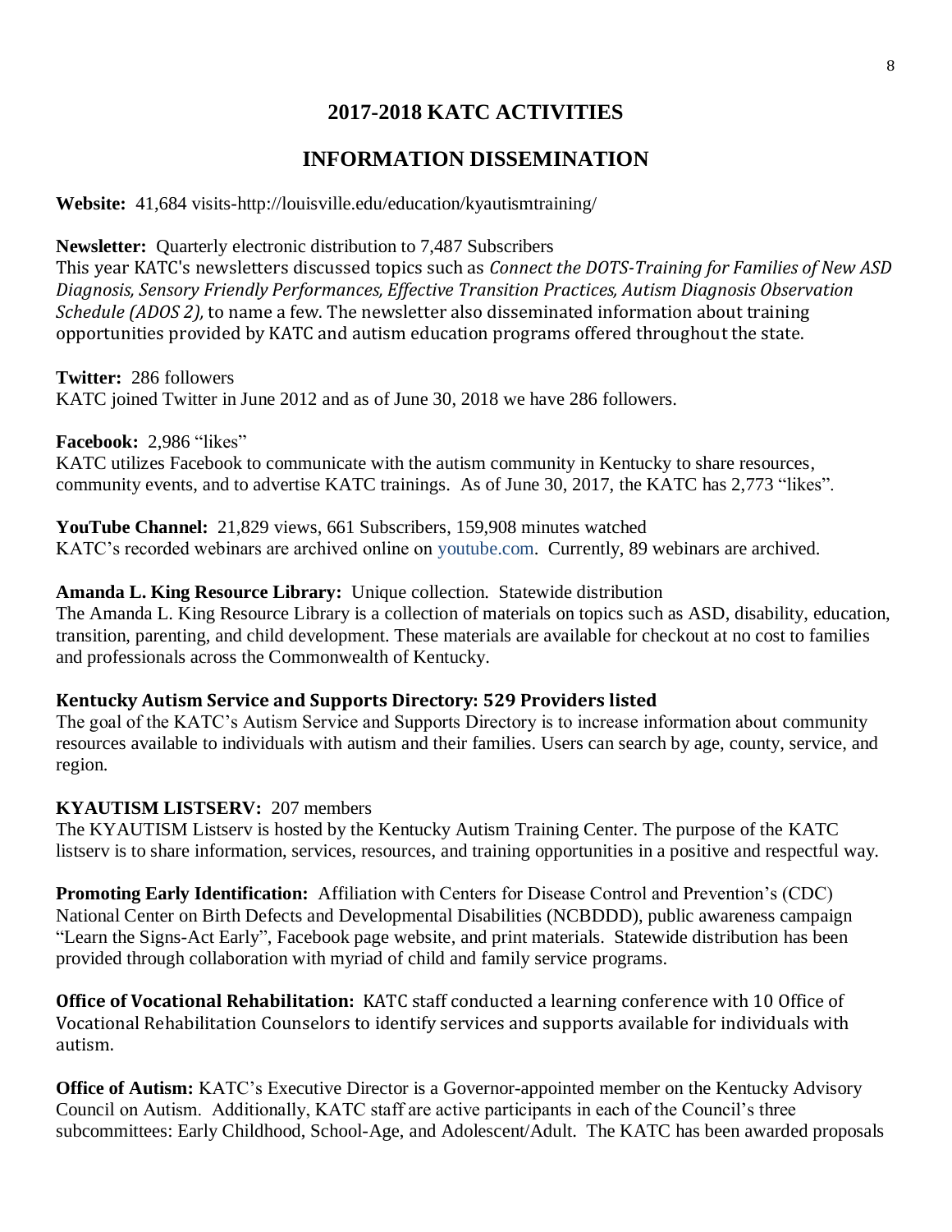# 2017-2018 KATC ACTIVITIES

## INFORMATION DISSEMINATION

**Website:** 41,684 visits-http://louisville.edu/education/kyautismtraining/

**Newsletter:** Quarterly electronic distribution to 7,487 Subscribers
This year KATC's newsletters discussed topics such as *Connect the DOTS-Training for Families of New ASD Diagnosis, Sensory Friendly Performances, Effective Transition Practices, Autism Diagnosis Observation Schedule (ADOS 2),* to name a few. The newsletter also disseminated information about training opportunities provided by KATC and autism education programs offered throughout the state.

**Twitter:** 286 followers
KATC joined Twitter in June 2012 and as of June 30, 2018 we have 286 followers.

**Facebook:** 2,986 "likes"
KATC utilizes Facebook to communicate with the autism community in Kentucky to share resources, community events, and to advertise KATC trainings. As of June 30, 2017, the KATC has 2,773 "likes".

**YouTube Channel:** 21,829 views, 661 Subscribers, 159,908 minutes watched
KATC's recorded webinars are archived online on youtube.com. Currently, 89 webinars are archived.

**Amanda L. King Resource Library:** Unique collection. Statewide distribution
The Amanda L. King Resource Library is a collection of materials on topics such as ASD, disability, education, transition, parenting, and child development. These materials are available for checkout at no cost to families and professionals across the Commonwealth of Kentucky.

**Kentucky Autism Service and Supports Directory: 529 Providers listed**
The goal of the KATC's Autism Service and Supports Directory is to increase information about community resources available to individuals with autism and their families. Users can search by age, county, service, and region.

**KYAUTISM LISTSERV:** 207 members
The KYAUTISM Listserv is hosted by the Kentucky Autism Training Center. The purpose of the KATC listserv is to share information, services, resources, and training opportunities in a positive and respectful way.

**Promoting Early Identification:** Affiliation with Centers for Disease Control and Prevention's (CDC) National Center on Birth Defects and Developmental Disabilities (NCBDDD), public awareness campaign "Learn the Signs-Act Early", Facebook page website, and print materials. Statewide distribution has been provided through collaboration with myriad of child and family service programs.

**Office of Vocational Rehabilitation:** KATC staff conducted a learning conference with 10 Office of Vocational Rehabilitation Counselors to identify services and supports available for individuals with autism.

**Office of Autism:** KATC's Executive Director is a Governor-appointed member on the Kentucky Advisory Council on Autism. Additionally, KATC staff are active participants in each of the Council's three subcommittees: Early Childhood, School-Age, and Adolescent/Adult. The KATC has been awarded proposals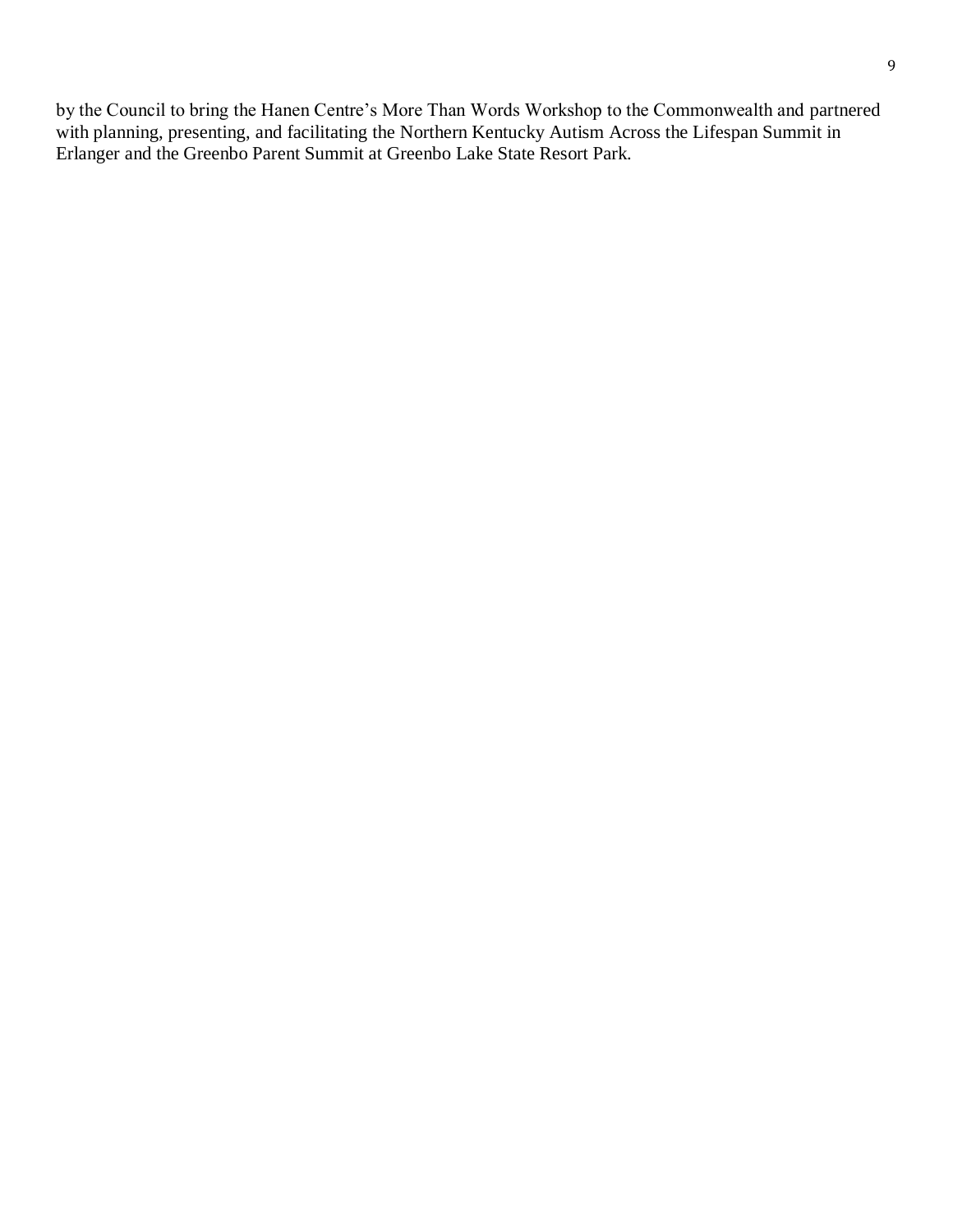by the Council to bring the Hanen Centre's More Than Words Workshop to the Commonwealth and partnered with planning, presenting, and facilitating the Northern Kentucky Autism Across the Lifespan Summit in Erlanger and the Greenbo Parent Summit at Greenbo Lake State Resort Park.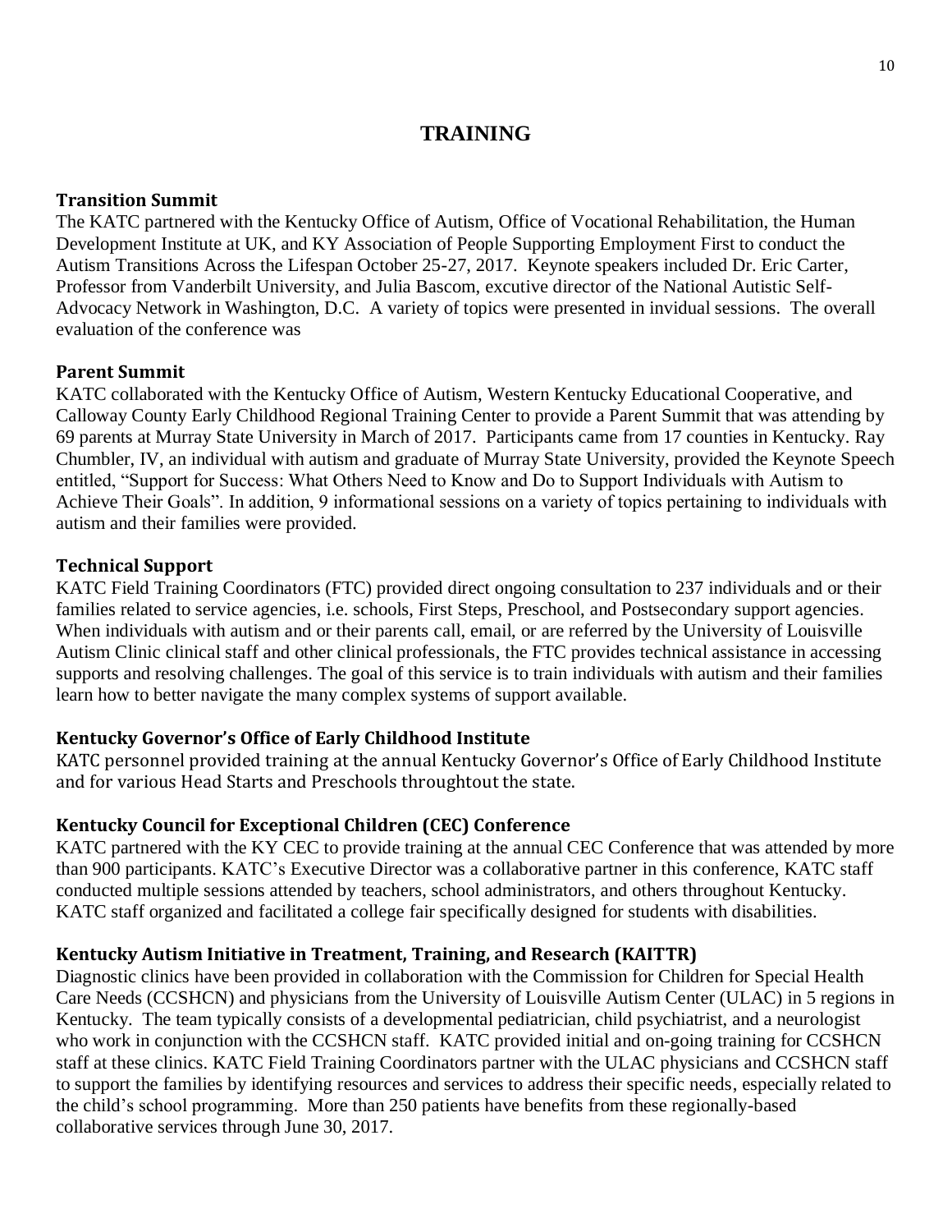# TRAINING

### Transition Summit

The KATC partnered with the Kentucky Office of Autism, Office of Vocational Rehabilitation, the Human Development Institute at UK, and KY Association of People Supporting Employment First to conduct the Autism Transitions Across the Lifespan October 25-27, 2017. Keynote speakers included Dr. Eric Carter, Professor from Vanderbilt University, and Julia Bascom, excutive director of the National Autistic Self-Advocacy Network in Washington, D.C. A variety of topics were presented in invidual sessions. The overall evaluation of the conference was

### Parent Summit

KATC collaborated with the Kentucky Office of Autism, Western Kentucky Educational Cooperative, and Calloway County Early Childhood Regional Training Center to provide a Parent Summit that was attending by 69 parents at Murray State University in March of 2017. Participants came from 17 counties in Kentucky. Ray Chumbler, IV, an individual with autism and graduate of Murray State University, provided the Keynote Speech entitled, "Support for Success: What Others Need to Know and Do to Support Individuals with Autism to Achieve Their Goals". In addition, 9 informational sessions on a variety of topics pertaining to individuals with autism and their families were provided.

### Technical Support

KATC Field Training Coordinators (FTC) provided direct ongoing consultation to 237 individuals and or their families related to service agencies, i.e. schools, First Steps, Preschool, and Postsecondary support agencies. When individuals with autism and or their parents call, email, or are referred by the University of Louisville Autism Clinic clinical staff and other clinical professionals, the FTC provides technical assistance in accessing supports and resolving challenges. The goal of this service is to train individuals with autism and their families learn how to better navigate the many complex systems of support available.

### Kentucky Governor's Office of Early Childhood Institute

KATC personnel provided training at the annual Kentucky Governor's Office of Early Childhood Institute and for various Head Starts and Preschools throughtout the state.

### Kentucky Council for Exceptional Children (CEC) Conference

KATC partnered with the KY CEC to provide training at the annual CEC Conference that was attended by more than 900 participants. KATC's Executive Director was a collaborative partner in this conference, KATC staff conducted multiple sessions attended by teachers, school administrators, and others throughout Kentucky. KATC staff organized and facilitated a college fair specifically designed for students with disabilities.

### Kentucky Autism Initiative in Treatment, Training, and Research (KAITTR)

Diagnostic clinics have been provided in collaboration with the Commission for Children for Special Health Care Needs (CCSHCN) and physicians from the University of Louisville Autism Center (ULAC) in 5 regions in Kentucky. The team typically consists of a developmental pediatrician, child psychiatrist, and a neurologist who work in conjunction with the CCSHCN staff. KATC provided initial and on-going training for CCSHCN staff at these clinics. KATC Field Training Coordinators partner with the ULAC physicians and CCSHCN staff to support the families by identifying resources and services to address their specific needs, especially related to the child's school programming. More than 250 patients have benefits from these regionally-based collaborative services through June 30, 2017.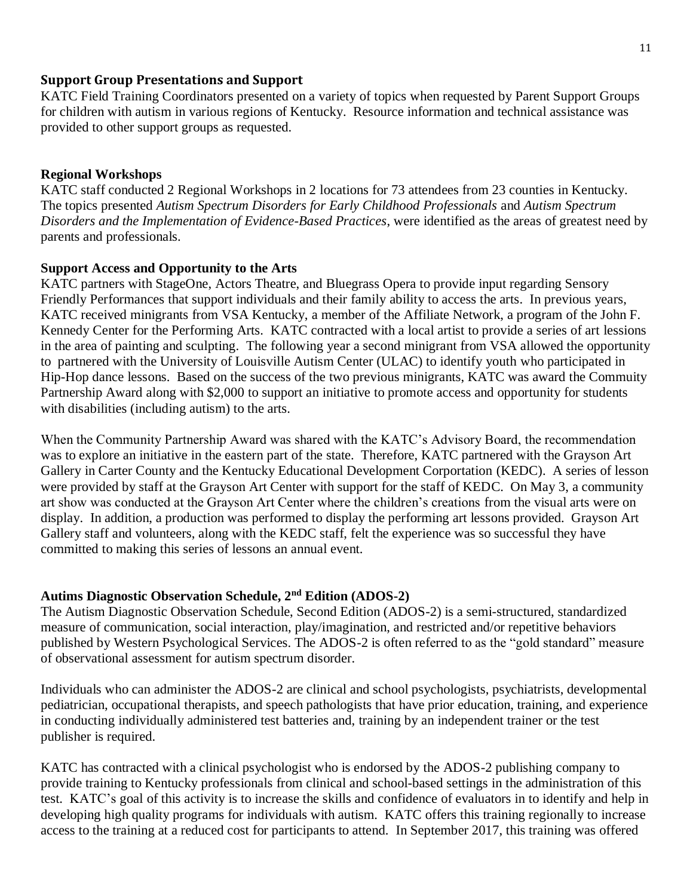### Support Group Presentations and Support

KATC Field Training Coordinators presented on a variety of topics when requested by Parent Support Groups for children with autism in various regions of Kentucky. Resource information and technical assistance was provided to other support groups as requested.

### Regional Workshops

KATC staff conducted 2 Regional Workshops in 2 locations for 73 attendees from 23 counties in Kentucky. The topics presented *Autism Spectrum Disorders for Early Childhood Professionals* and *Autism Spectrum Disorders and the Implementation of Evidence-Based Practices*, were identified as the areas of greatest need by parents and professionals.

### Support Access and Opportunity to the Arts

KATC partners with StageOne, Actors Theatre, and Bluegrass Opera to provide input regarding Sensory Friendly Performances that support individuals and their family ability to access the arts. In previous years, KATC received minigrants from VSA Kentucky, a member of the Affiliate Network, a program of the John F. Kennedy Center for the Performing Arts. KATC contracted with a local artist to provide a series of art lessions in the area of painting and sculpting. The following year a second minigrant from VSA allowed the opportunity to partnered with the University of Louisville Autism Center (ULAC) to identify youth who participated in Hip-Hop dance lessons. Based on the success of the two previous minigrants, KATC was award the Commuity Partnership Award along with $2,000 to support an initiative to promote access and opportunity for students with disabilities (including autism) to the arts.

When the Community Partnership Award was shared with the KATC's Advisory Board, the recommendation was to explore an initiative in the eastern part of the state. Therefore, KATC partnered with the Grayson Art Gallery in Carter County and the Kentucky Educational Development Corportation (KEDC). A series of lesson were provided by staff at the Grayson Art Center with support for the staff of KEDC. On May 3, a community art show was conducted at the Grayson Art Center where the children's creations from the visual arts were on display. In addition, a production was performed to display the performing art lessons provided. Grayson Art Gallery staff and volunteers, along with the KEDC staff, felt the experience was so successful they have committed to making this series of lessons an annual event.

### Autims Diagnostic Observation Schedule, 2nd Edition (ADOS-2)

The Autism Diagnostic Observation Schedule, Second Edition (ADOS-2) is a semi-structured, standardized measure of communication, social interaction, play/imagination, and restricted and/or repetitive behaviors published by Western Psychological Services. The ADOS-2 is often referred to as the "gold standard" measure of observational assessment for autism spectrum disorder.

Individuals who can administer the ADOS-2 are clinical and school psychologists, psychiatrists, developmental pediatrician, occupational therapists, and speech pathologists that have prior education, training, and experience in conducting individually administered test batteries and, training by an independent trainer or the test publisher is required.

KATC has contracted with a clinical psychologist who is endorsed by the ADOS-2 publishing company to provide training to Kentucky professionals from clinical and school-based settings in the administration of this test. KATC's goal of this activity is to increase the skills and confidence of evaluators in to identify and help in developing high quality programs for individuals with autism. KATC offers this training regionally to increase access to the training at a reduced cost for participants to attend. In September 2017, this training was offered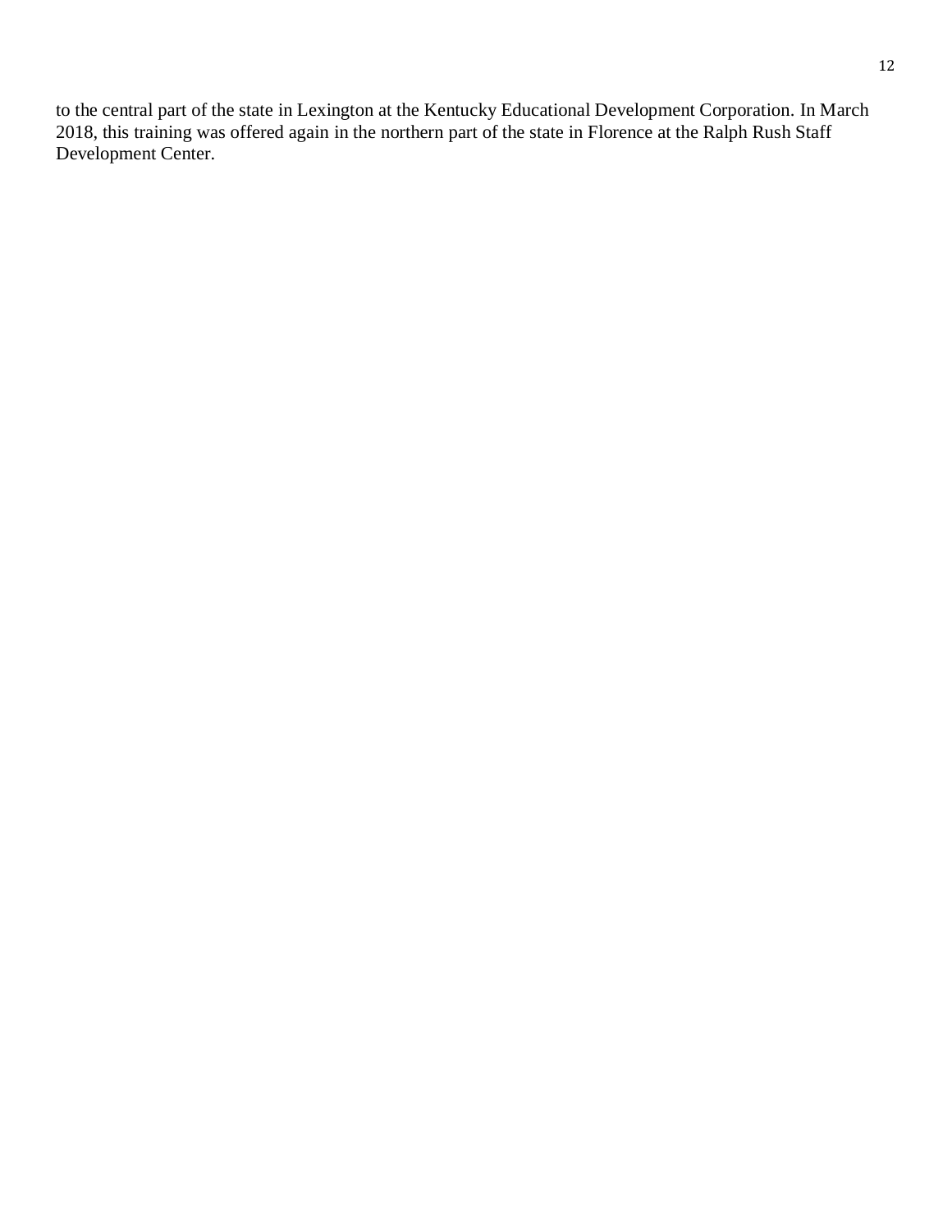to the central part of the state in Lexington at the Kentucky Educational Development Corporation. In March 2018, this training was offered again in the northern part of the state in Florence at the Ralph Rush Staff Development Center.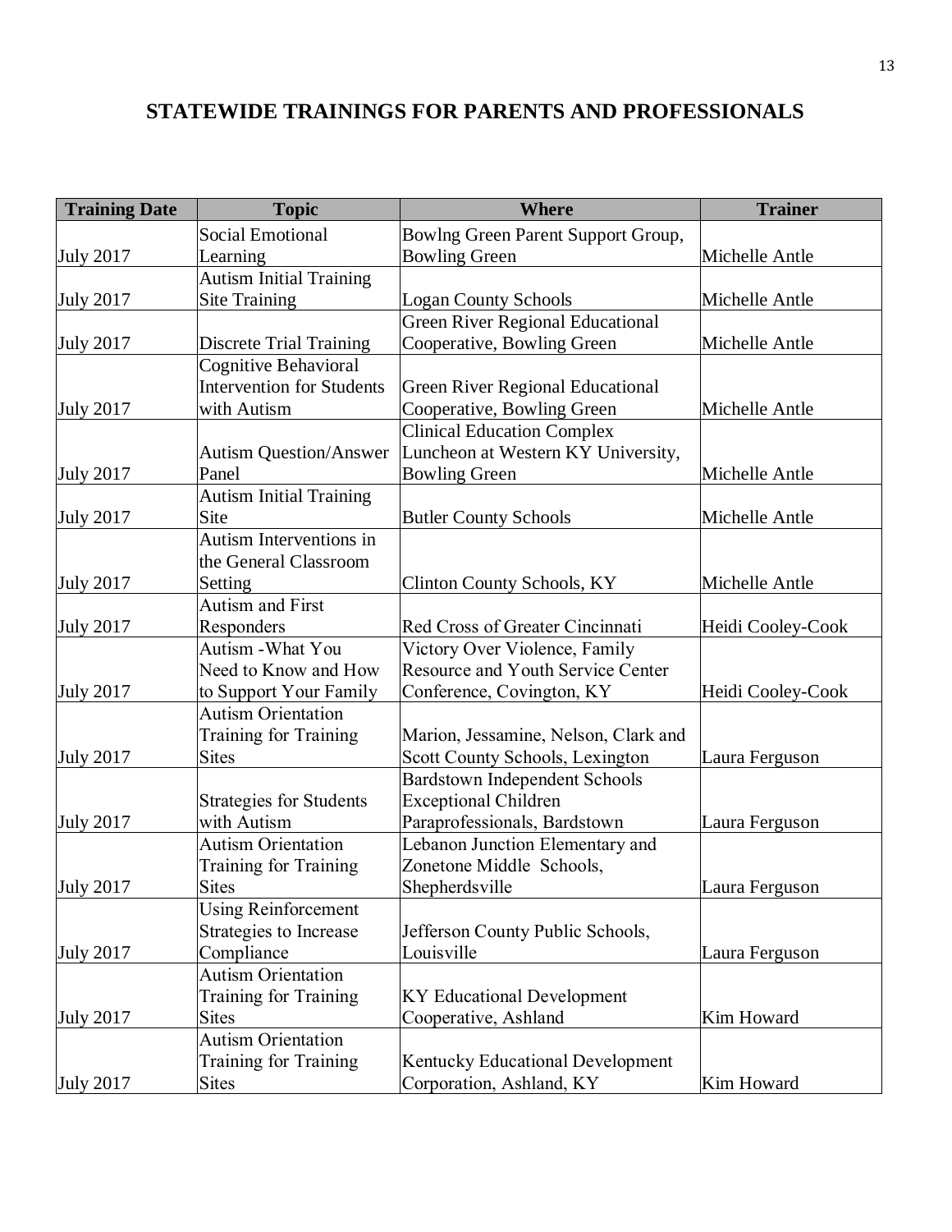# STATEWIDE TRAININGS FOR PARENTS AND PROFESSIONALS

| Training Date | Topic | Where | Trainer |
|---|---|---|---|
| July 2017 | Social Emotional Learning | Bowlng Green Parent Support Group, Bowling Green | Michelle Antle |
| July 2017 | Autism Initial Training Site Training | Logan County Schools | Michelle Antle |
| July 2017 | Discrete Trial Training | Green River Regional Educational Cooperative, Bowling Green | Michelle Antle |
| July 2017 | Cognitive Behavioral Intervention for Students with Autism | Green River Regional Educational Cooperative, Bowling Green | Michelle Antle |
| July 2017 | Autism Question/Answer Panel | Clinical Education Complex Luncheon at Western KY University, Bowling Green | Michelle Antle |
| July 2017 | Autism Initial Training Site | Butler County Schools | Michelle Antle |
| July 2017 | Autism Interventions in the General Classroom Setting | Clinton County Schools, KY | Michelle Antle |
| July 2017 | Autism and First Responders | Red Cross of Greater Cincinnati | Heidi Cooley-Cook |
| July 2017 | Autism -What You Need to Know and How to Support Your Family | Victory Over Violence, Family Resource and Youth Service Center Conference, Covington, KY | Heidi Cooley-Cook |
| July 2017 | Autism Orientation Training for Training Sites | Marion, Jessamine, Nelson, Clark and Scott County Schools, Lexington | Laura Ferguson |
| July 2017 | Strategies for Students with Autism | Bardstown Independent Schools Exceptional Children Paraprofessionals, Bardstown | Laura Ferguson |
| July 2017 | Autism Orientation Training for Training Sites | Lebanon Junction Elementary and Zonetone Middle Schools, Shepherdsville | Laura Ferguson |
| July 2017 | Using Reinforcement Strategies to Increase Compliance | Jefferson County Public Schools, Louisville | Laura Ferguson |
| July 2017 | Autism Orientation Training for Training Sites | KY Educational Development Cooperative, Ashland | Kim Howard |
| July 2017 | Autism Orientation Training for Training Sites | Kentucky Educational Development Corporation, Ashland, KY | Kim Howard |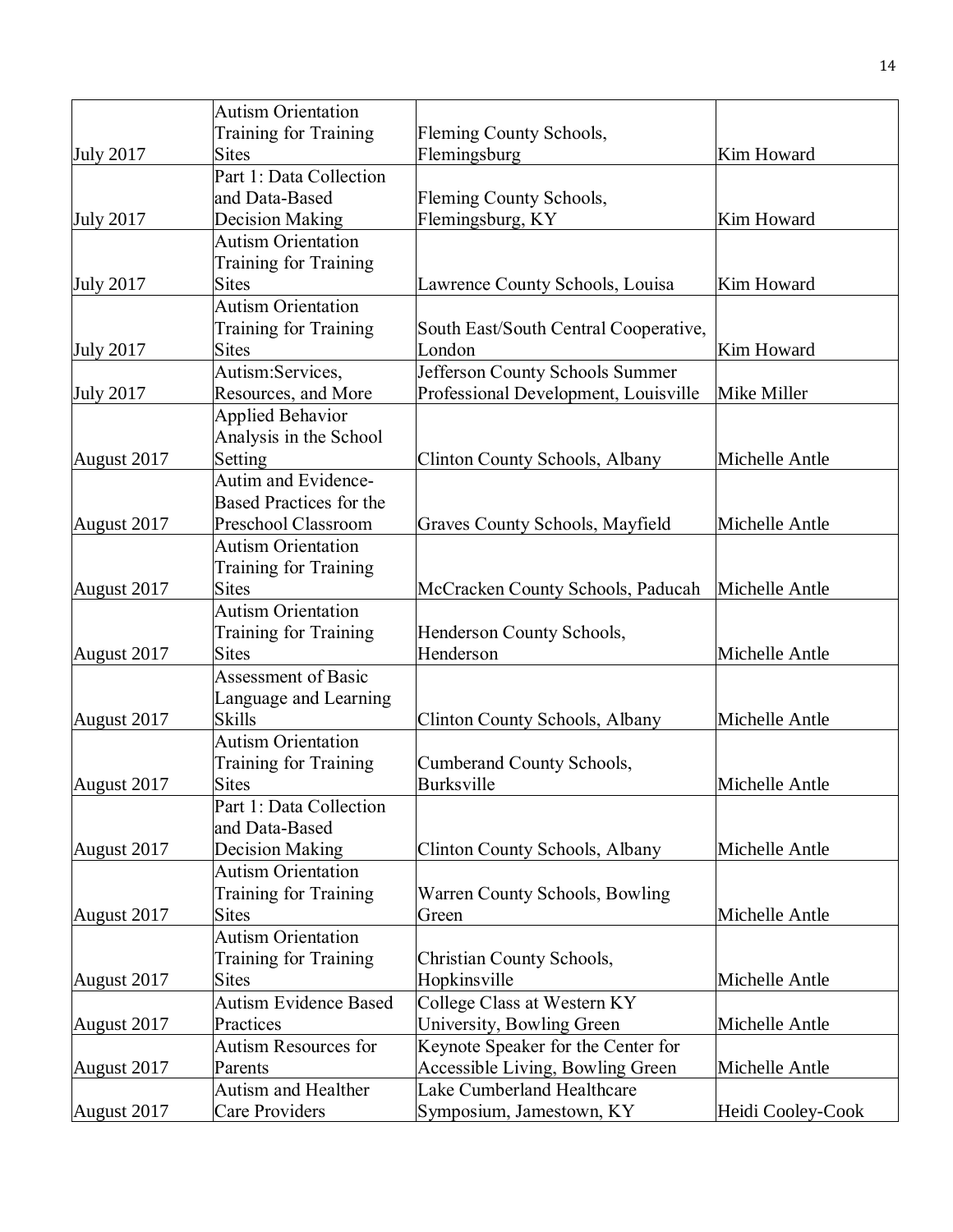| | | | |
|---|---|---|---|
| July 2017 | Autism Orientation Training for Training Sites | Fleming County Schools, Flemingsburg | Kim Howard |
| July 2017 | Part 1: Data Collection and Data-Based Decision Making | Fleming County Schools, Flemingsburg, KY | Kim Howard |
| July 2017 | Autism Orientation Training for Training Sites | Lawrence County Schools, Louisa | Kim Howard |
| July 2017 | Autism Orientation Training for Training Sites | South East/South Central Cooperative, London | Kim Howard |
| July 2017 | Autism:Services, Resources, and More | Jefferson County Schools Summer Professional Development, Louisville | Mike Miller |
| August 2017 | Applied Behavior Analysis in the School Setting | Clinton County Schools, Albany | Michelle Antle |
| August 2017 | Autim and Evidence-Based Practices for the Preschool Classroom | Graves County Schools, Mayfield | Michelle Antle |
| August 2017 | Autism Orientation Training for Training Sites | McCracken County Schools, Paducah | Michelle Antle |
| August 2017 | Autism Orientation Training for Training Sites | Henderson County Schools, Henderson | Michelle Antle |
| August 2017 | Assessment of Basic Language and Learning Skills | Clinton County Schools, Albany | Michelle Antle |
| August 2017 | Autism Orientation Training for Training Sites | Cumberand County Schools, Burksville | Michelle Antle |
| August 2017 | Part 1: Data Collection and Data-Based Decision Making | Clinton County Schools, Albany | Michelle Antle |
| August 2017 | Autism Orientation Training for Training Sites | Warren County Schools, Bowling Green | Michelle Antle |
| August 2017 | Autism Orientation Training for Training Sites | Christian County Schools, Hopkinsville | Michelle Antle |
| August 2017 | Autism Evidence Based Practices | College Class at Western KY University, Bowling Green | Michelle Antle |
| August 2017 | Autism Resources for Parents | Keynote Speaker for the Center for Accessible Living, Bowling Green | Michelle Antle |
| August 2017 | Autism and Healther Care Providers | Lake Cumberland Healthcare Symposium, Jamestown, KY | Heidi Cooley-Cook |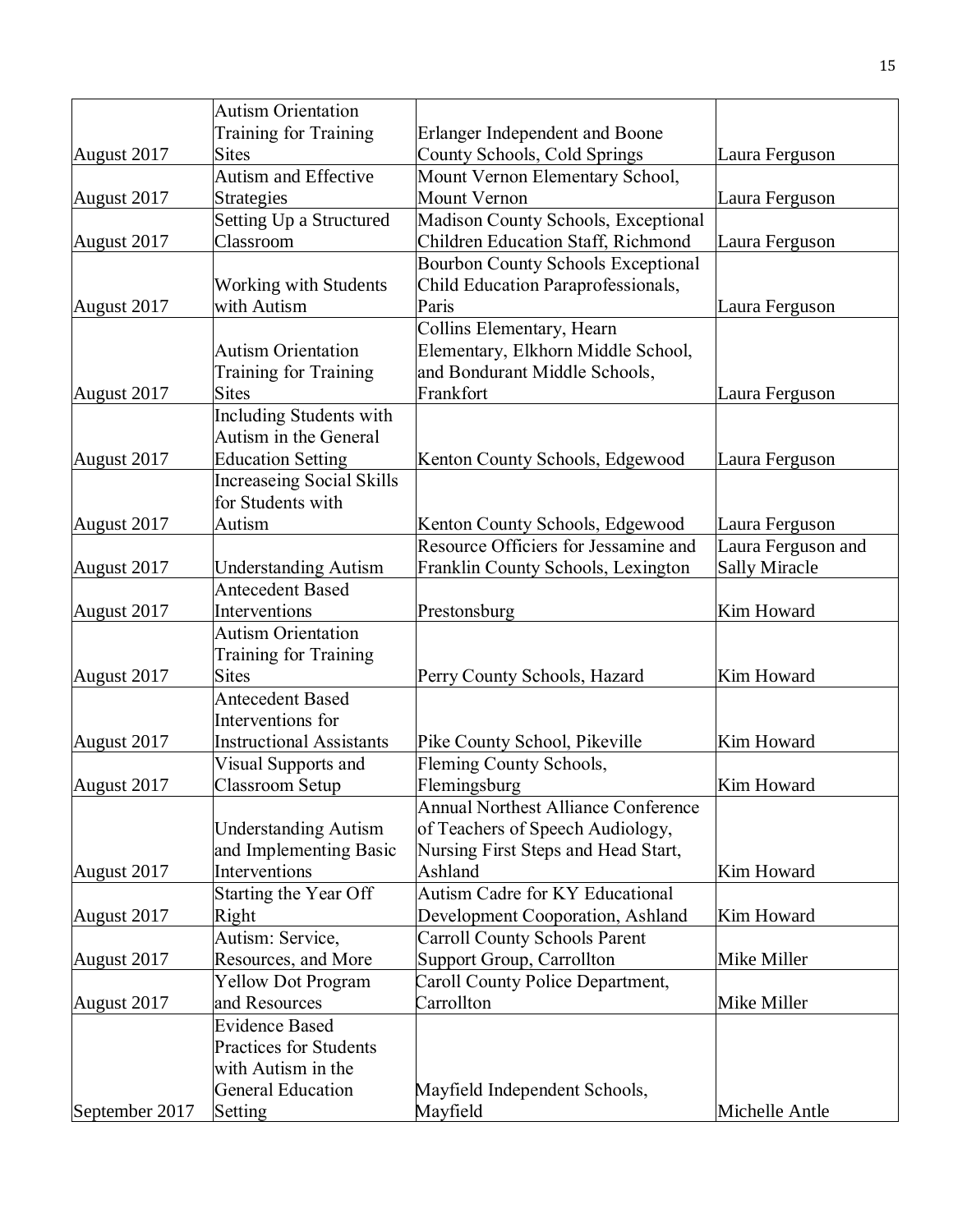| August 2017 | Autism Orientation Training for Training Sites | Erlanger Independent and Boone County Schools, Cold Springs | Laura Ferguson |
|---|---|---|---|
| August 2017 | Autism and Effective Strategies | Mount Vernon Elementary School, Mount Vernon | Laura Ferguson |
| August 2017 | Setting Up a Structured Classroom | Madison County Schools, Exceptional Children Education Staff, Richmond | Laura Ferguson |
| August 2017 | Working with Students with Autism | Bourbon County Schools Exceptional Child Education Paraprofessionals, Paris | Laura Ferguson |
| August 2017 | Autism Orientation Training for Training Sites | Collins Elementary, Hearn Elementary, Elkhorn Middle School, and Bondurant Middle Schools, Frankfort | Laura Ferguson |
| August 2017 | Including Students with Autism in the General Education Setting | Kenton County Schools, Edgewood | Laura Ferguson |
| August 2017 | Increaseing Social Skills for Students with Autism | Kenton County Schools, Edgewood | Laura Ferguson |
| August 2017 | Understanding Autism | Resource Officiers for Jessamine and Franklin County Schools, Lexington | Laura Ferguson and Sally Miracle |
| August 2017 | Antecedent Based Interventions | Prestonsburg | Kim Howard |
| August 2017 | Autism Orientation Training for Training Sites | Perry County Schools, Hazard | Kim Howard |
| August 2017 | Antecedent Based Interventions for Instructional Assistants | Pike County School, Pikeville | Kim Howard |
| August 2017 | Visual Supports and Classroom Setup | Fleming County Schools, Flemingsburg | Kim Howard |
| August 2017 | Understanding Autism and Implementing Basic Interventions | Annual Northest Alliance Conference of Teachers of Speech Audiology, Nursing First Steps and Head Start, Ashland | Kim Howard |
| August 2017 | Starting the Year Off Right | Autism Cadre for KY Educational Development Cooporation, Ashland | Kim Howard |
| August 2017 | Autism: Service, Resources, and More | Carroll County Schools Parent Support Group, Carrollton | Mike Miller |
| August 2017 | Yellow Dot Program and Resources | Caroll County Police Department, Carrollton | Mike Miller |
| September 2017 | Evidence Based Practices for Students with Autism in the General Education Setting | Mayfield Independent Schools, Mayfield | Michelle Antle |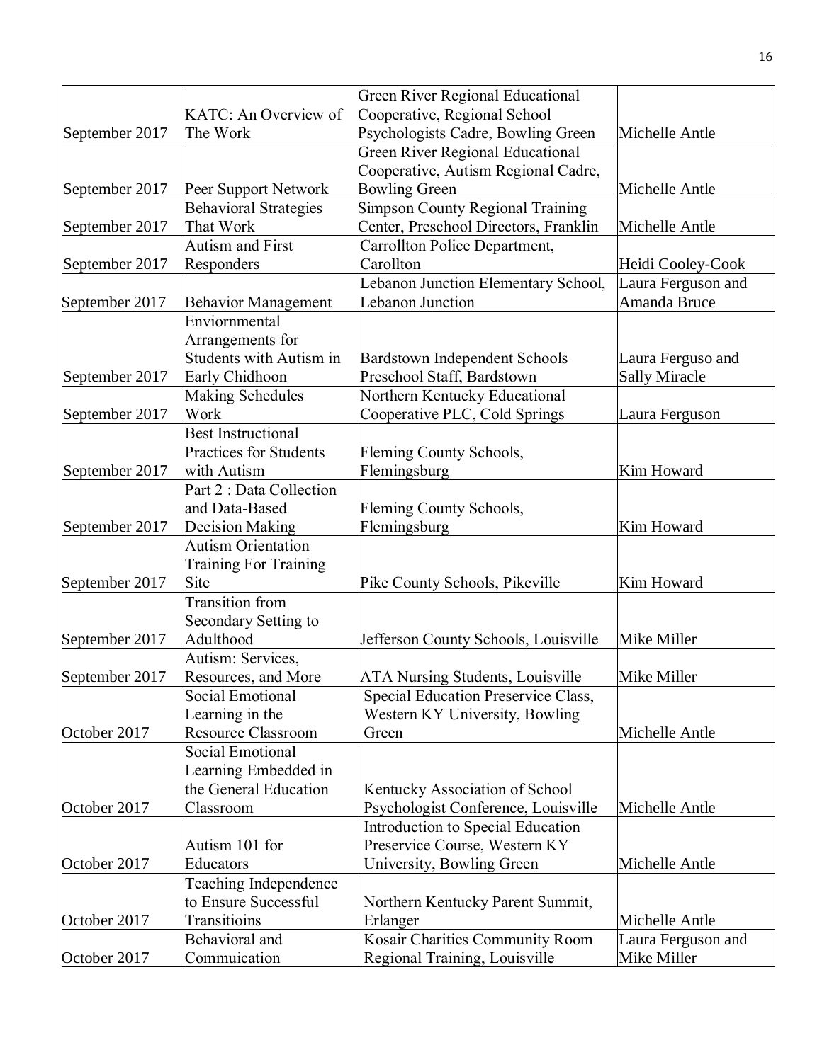| | | | |
|---|---|---|---|
| September 2017 | KATC: An Overview of The Work | Green River Regional Educational Cooperative, Regional School Psychologists Cadre, Bowling Green | Michelle Antle |
| September 2017 | Peer Support Network | Green River Regional Educational Cooperative, Autism Regional Cadre, Bowling Green | Michelle Antle |
| September 2017 | Behavioral Strategies That Work | Simpson County Regional Training Center, Preschool Directors, Franklin | Michelle Antle |
| September 2017 | Autism and First Responders | Carrollton Police Department, Carollton | Heidi Cooley-Cook |
| September 2017 | Behavior Management | Lebanon Junction Elementary School, Lebanon Junction | Laura Ferguson and Amanda Bruce |
| September 2017 | Enviornmental Arrangements for Students with Autism in Early Chidhoon | Bardstown Independent Schools Preschool Staff, Bardstown | Laura Ferguso and Sally Miracle |
| September 2017 | Making Schedules Work | Northern Kentucky Educational Cooperative PLC, Cold Springs | Laura Ferguson |
| September 2017 | Best Instructional Practices for Students with Autism | Fleming County Schools, Flemingsburg | Kim Howard |
| September 2017 | Part 2 : Data Collection and Data-Based Decision Making | Fleming County Schools, Flemingsburg | Kim Howard |
| September 2017 | Autism Orientation Training For Training Site | Pike County Schools, Pikeville | Kim Howard |
| September 2017 | Transition from Secondary Setting to Adulthood | Jefferson County Schools, Louisville | Mike Miller |
| September 2017 | Autism: Services, Resources, and More | ATA Nursing Students, Louisville | Mike Miller |
| October 2017 | Social Emotional Learning in the Resource Classroom | Special Education Preservice Class, Western KY University, Bowling Green | Michelle Antle |
| October 2017 | Social Emotional Learning Embedded in the General Education Classroom | Kentucky Association of School Psychologist Conference, Louisville | Michelle Antle |
| October 2017 | Autism 101 for Educators | Introduction to Special Education Preservice Course, Western KY University, Bowling Green | Michelle Antle |
| October 2017 | Teaching Independence to Ensure Successful Transitioins | Northern Kentucky Parent Summit, Erlanger | Michelle Antle |
| October 2017 | Behavioral and Commuication | Kosair Charities Community Room Regional Training, Louisville | Laura Ferguson and Mike Miller |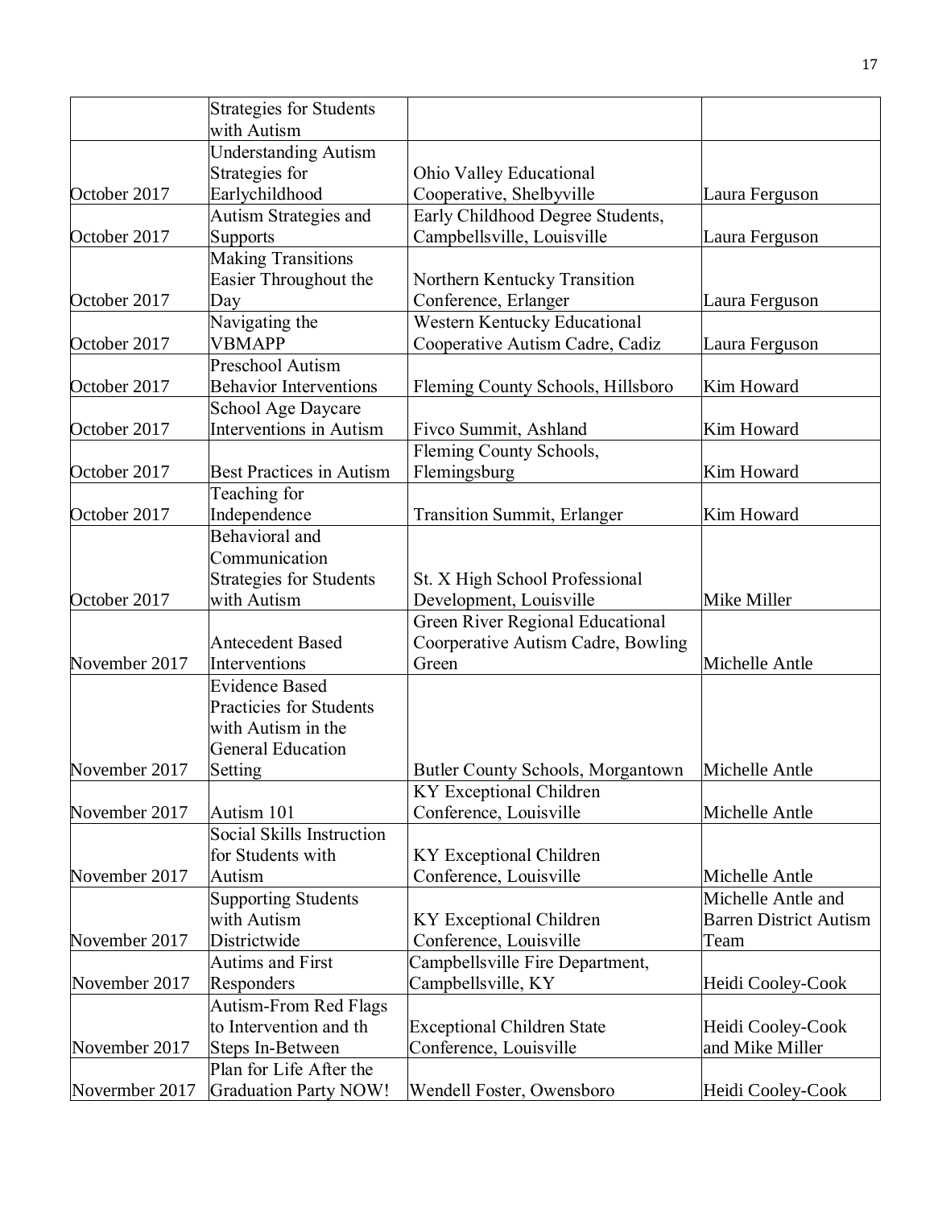| | Strategies for Students with Autism | | |
|---|---|---|---|
| October 2017 | Understanding Autism Strategies for Earlychildhood | Ohio Valley Educational Cooperative, Shelbyville | Laura Ferguson |
| October 2017 | Autism Strategies and Supports | Early Childhood Degree Students, Campbellsville, Louisville | Laura Ferguson |
| October 2017 | Making Transitions Easier Throughout the Day | Northern Kentucky Transition Conference, Erlanger | Laura Ferguson |
| October 2017 | Navigating the VBMAPP | Western Kentucky Educational Cooperative Autism Cadre, Cadiz | Laura Ferguson |
| October 2017 | Preschool Autism Behavior Interventions | Fleming County Schools, Hillsboro | Kim Howard |
| October 2017 | School Age Daycare Interventions in Autism | Fivco Summit, Ashland | Kim Howard |
| October 2017 | Best Practices in Autism | Fleming County Schools, Flemingsburg | Kim Howard |
| October 2017 | Teaching for Independence | Transition Summit, Erlanger | Kim Howard |
| October 2017 | Behavioral and Communication Strategies for Students with Autism | St. X High School Professional Development, Louisville | Mike Miller |
| November 2017 | Antecedent Based Interventions | Green River Regional Educational Coorperative Autism Cadre, Bowling Green | Michelle Antle |
| November 2017 | Evidence Based Practicies for Students with Autism in the General Education Setting | Butler County Schools, Morgantown | Michelle Antle |
| November 2017 | Autism 101 | KY Exceptional Children Conference, Louisville | Michelle Antle |
| November 2017 | Social Skills Instruction for Students with Autism | KY Exceptional Children Conference, Louisville | Michelle Antle |
| November 2017 | Supporting Students with Autism Districtwide | KY Exceptional Children Conference, Louisville | Michelle Antle and Barren District Autism Team |
| November 2017 | Autims and First Responders | Campbellsville Fire Department, Campbellsville, KY | Heidi Cooley-Cook |
| November 2017 | Autism-From Red Flags to Intervention and th Steps In-Between | Exceptional Children State Conference, Louisville | Heidi Cooley-Cook and Mike Miller |
| Novermber 2017 | Plan for Life After the Graduation Party NOW! | Wendell Foster, Owensboro | Heidi Cooley-Cook |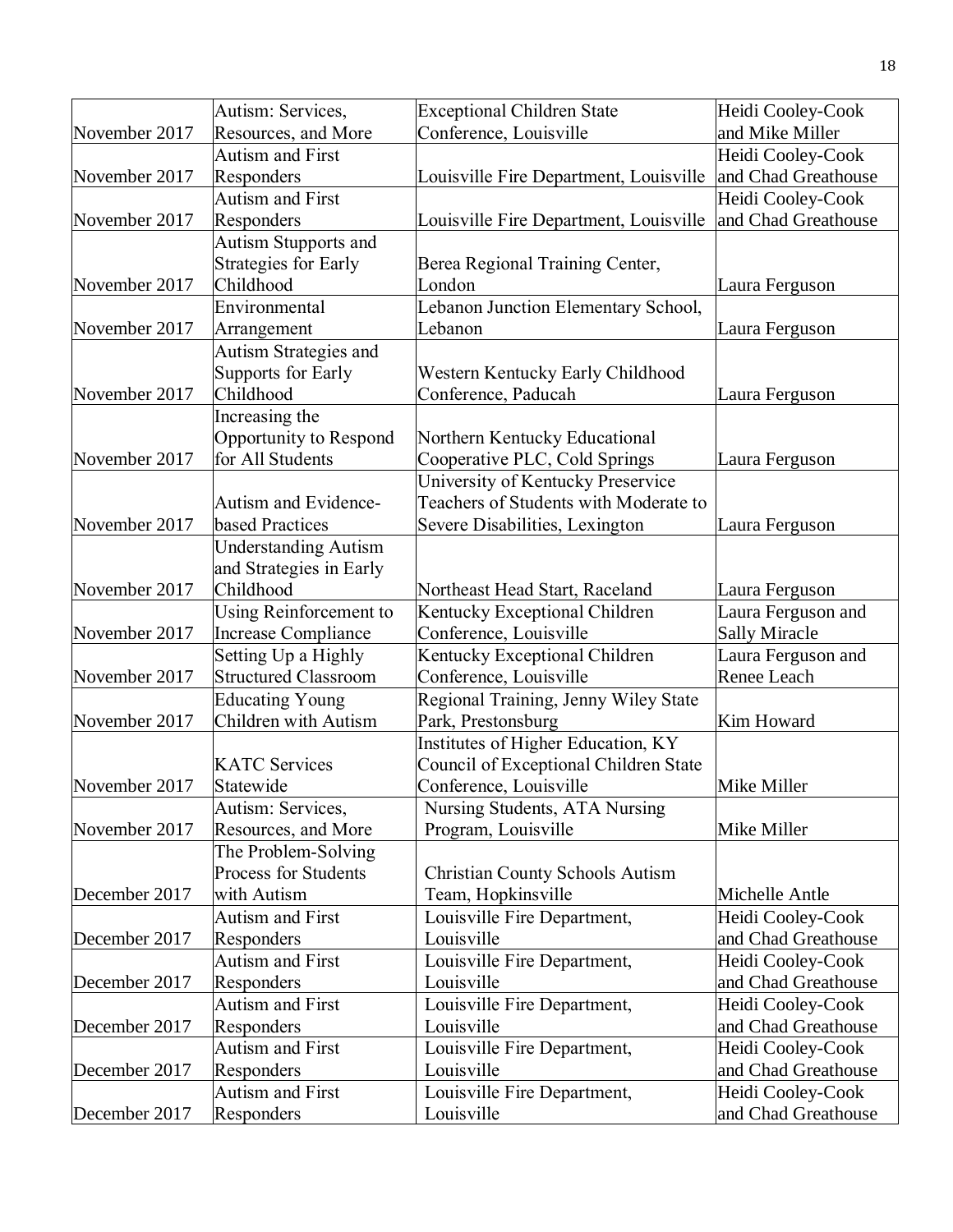| | | | |
|---|---|---|---|
| November 2017 | Autism: Services, Resources, and More | Exceptional Children State Conference, Louisville | Heidi Cooley-Cook and Mike Miller |
| November 2017 | Autism and First Responders | Louisville Fire Department, Louisville | Heidi Cooley-Cook and Chad Greathouse |
| November 2017 | Autism and First Responders | Louisville Fire Department, Louisville | Heidi Cooley-Cook and Chad Greathouse |
| November 2017 | Autism Stupports and Strategies for Early Childhood | Berea Regional Training Center, London | Laura Ferguson |
| November 2017 | Environmental Arrangement | Lebanon Junction Elementary School, Lebanon | Laura Ferguson |
| November 2017 | Autism Strategies and Supports for Early Childhood | Western Kentucky Early Childhood Conference, Paducah | Laura Ferguson |
| November 2017 | Increasing the Opportunity to Respond for All Students | Northern Kentucky Educational Cooperative PLC, Cold Springs | Laura Ferguson |
| November 2017 | Autism and Evidence-based Practices | University of Kentucky Preservice Teachers of Students with Moderate to Severe Disabilities, Lexington | Laura Ferguson |
| November 2017 | Understanding Autism and Strategies in Early Childhood | Northeast Head Start, Raceland | Laura Ferguson |
| November 2017 | Using Reinforcement to Increase Compliance | Kentucky Exceptional Children Conference, Louisville | Laura Ferguson and Sally Miracle |
| November 2017 | Setting Up a Highly Structured Classroom | Kentucky Exceptional Children Conference, Louisville | Laura Ferguson and Renee Leach |
| November 2017 | Educating Young Children with Autism | Regional Training, Jenny Wiley State Park, Prestonsburg | Kim Howard |
| November 2017 | KATC Services Statewide | Institutes of Higher Education, KY Council of Exceptional Children State Conference, Louisville | Mike Miller |
| November 2017 | Autism: Services, Resources, and More | Nursing Students, ATA Nursing Program, Louisville | Mike Miller |
| December 2017 | The Problem-Solving Process for Students with Autism | Christian County Schools Autism Team, Hopkinsville | Michelle Antle |
| December 2017 | Autism and First Responders | Louisville Fire Department, Louisville | Heidi Cooley-Cook and Chad Greathouse |
| December 2017 | Autism and First Responders | Louisville Fire Department, Louisville | Heidi Cooley-Cook and Chad Greathouse |
| December 2017 | Autism and First Responders | Louisville Fire Department, Louisville | Heidi Cooley-Cook and Chad Greathouse |
| December 2017 | Autism and First Responders | Louisville Fire Department, Louisville | Heidi Cooley-Cook and Chad Greathouse |
| December 2017 | Autism and First Responders | Louisville Fire Department, Louisville | Heidi Cooley-Cook and Chad Greathouse |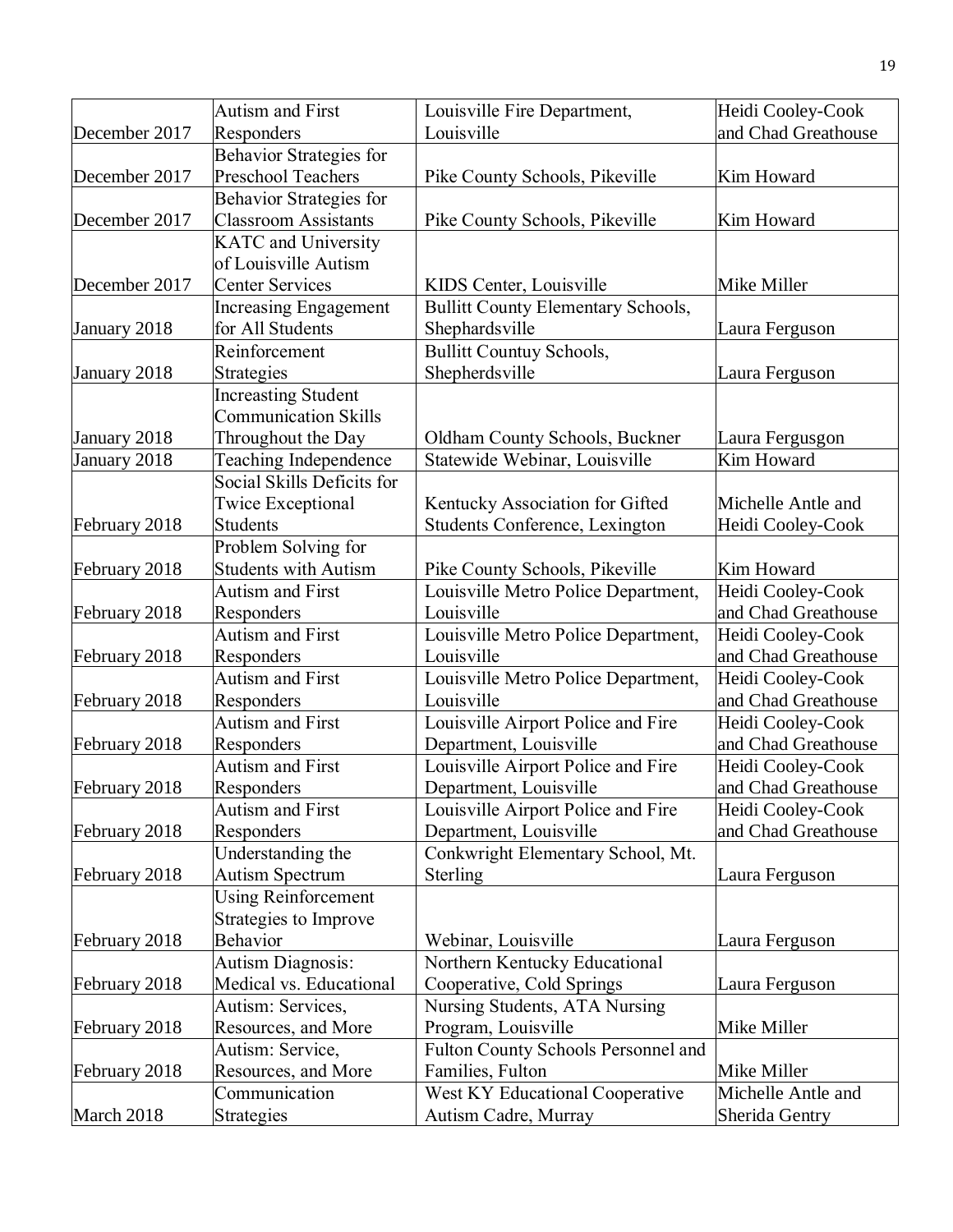| | | | |
|---|---|---|---|
| December 2017 | Autism and First Responders | Louisville Fire Department, Louisville | Heidi Cooley-Cook and Chad Greathouse |
| December 2017 | Behavior Strategies for Preschool Teachers | Pike County Schools, Pikeville | Kim Howard |
| December 2017 | Behavior Strategies for Classroom Assistants | Pike County Schools, Pikeville | Kim Howard |
| December 2017 | KATC and University of Louisville Autism Center Services | KIDS Center, Louisville | Mike Miller |
| January 2018 | Increasing Engagement for All Students | Bullitt County Elementary Schools, Shephardsville | Laura Ferguson |
| January 2018 | Reinforcement Strategies | Bullitt Countuy Schools, Shepherdsville | Laura Ferguson |
| January 2018 | Increasting Student Communication Skills Throughout the Day | Oldham County Schools, Buckner | Laura Fergusgon |
| January 2018 | Teaching Independence | Statewide Webinar, Louisville | Kim Howard |
| February 2018 | Social Skills Deficits for Twice Exceptional Students | Kentucky Association for Gifted Students Conference, Lexington | Michelle Antle and Heidi Cooley-Cook |
| February 2018 | Problem Solving for Students with Autism | Pike County Schools, Pikeville | Kim Howard |
| February 2018 | Autism and First Responders | Louisville Metro Police Department, Louisville | Heidi Cooley-Cook and Chad Greathouse |
| February 2018 | Autism and First Responders | Louisville Metro Police Department, Louisville | Heidi Cooley-Cook and Chad Greathouse |
| February 2018 | Autism and First Responders | Louisville Metro Police Department, Louisville | Heidi Cooley-Cook and Chad Greathouse |
| February 2018 | Autism and First Responders | Louisville Airport Police and Fire Department, Louisville | Heidi Cooley-Cook and Chad Greathouse |
| February 2018 | Autism and First Responders | Louisville Airport Police and Fire Department, Louisville | Heidi Cooley-Cook and Chad Greathouse |
| February 2018 | Autism and First Responders | Louisville Airport Police and Fire Department, Louisville | Heidi Cooley-Cook and Chad Greathouse |
| February 2018 | Understanding the Autism Spectrum | Conkwright Elementary School, Mt. Sterling | Laura Ferguson |
| February 2018 | Using Reinforcement Strategies to Improve Behavior | Webinar, Louisville | Laura Ferguson |
| February 2018 | Autism Diagnosis: Medical vs. Educational | Northern Kentucky Educational Cooperative, Cold Springs | Laura Ferguson |
| February 2018 | Autism: Services, Resources, and More | Nursing Students, ATA Nursing Program, Louisville | Mike Miller |
| February 2018 | Autism: Service, Resources, and More | Fulton County Schools Personnel and Families, Fulton | Mike Miller |
| March 2018 | Communication Strategies | West KY Educational Cooperative Autism Cadre, Murray | Michelle Antle and Sherida Gentry |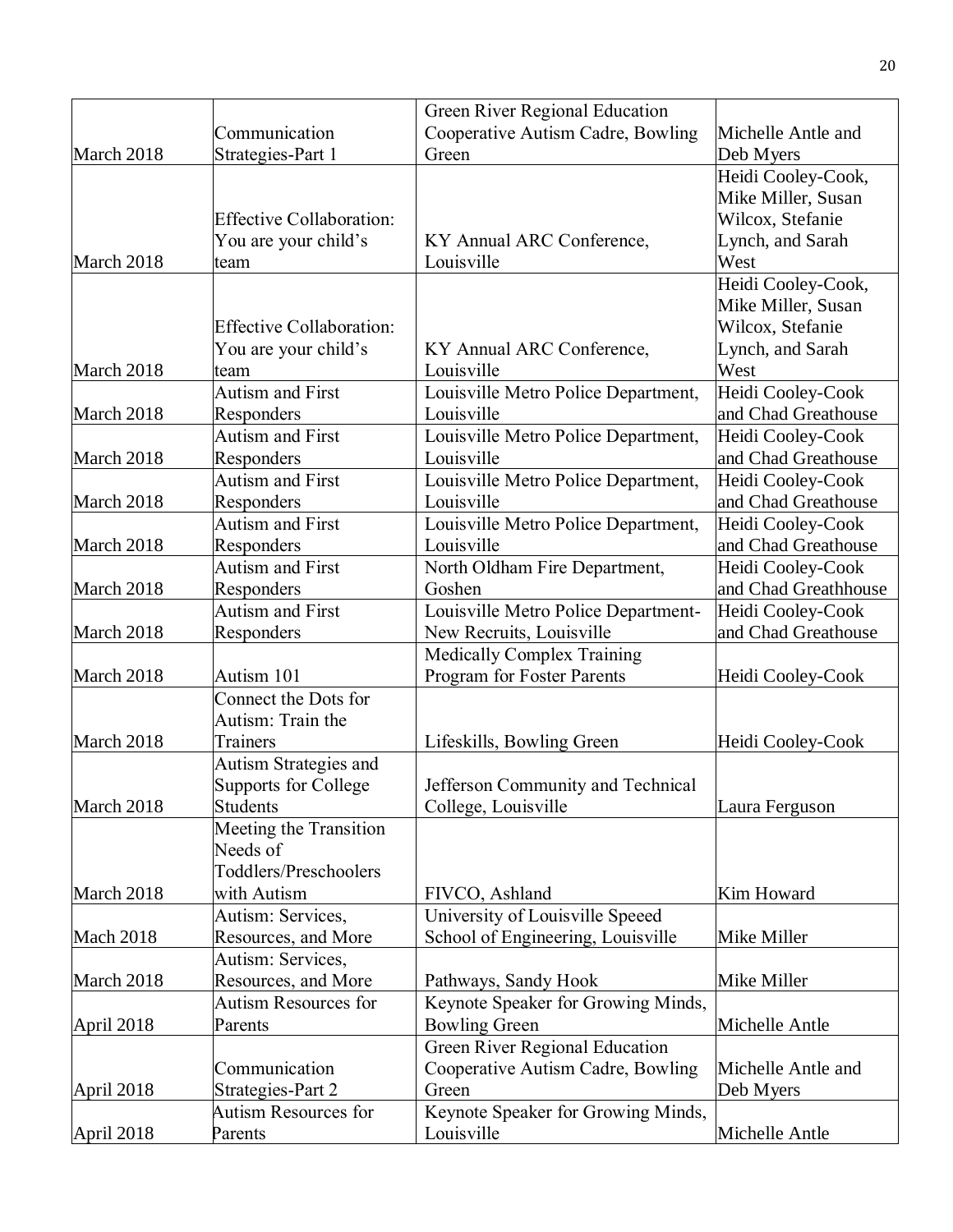| | | | |
|---|---|---|---|
| March 2018 | Communication Strategies-Part 1 | Green River Regional Education Cooperative Autism Cadre, Bowling Green | Michelle Antle and Deb Myers |
| March 2018 | Effective Collaboration: You are your child's team | KY Annual ARC Conference, Louisville | Heidi Cooley-Cook, Mike Miller, Susan Wilcox, Stefanie Lynch, and Sarah West |
| March 2018 | Effective Collaboration: You are your child's team | KY Annual ARC Conference, Louisville | Heidi Cooley-Cook, Mike Miller, Susan Wilcox, Stefanie Lynch, and Sarah West |
| March 2018 | Autism and First Responders | Louisville Metro Police Department, Louisville | Heidi Cooley-Cook and Chad Greathouse |
| March 2018 | Autism and First Responders | Louisville Metro Police Department, Louisville | Heidi Cooley-Cook and Chad Greathouse |
| March 2018 | Autism and First Responders | Louisville Metro Police Department, Louisville | Heidi Cooley-Cook and Chad Greathouse |
| March 2018 | Autism and First Responders | Louisville Metro Police Department, Louisville | Heidi Cooley-Cook and Chad Greathouse |
| March 2018 | Autism and First Responders | North Oldham Fire Department, Goshen | Heidi Cooley-Cook and Chad Greathhouse |
| March 2018 | Autism and First Responders | Louisville Metro Police Department-New Recruits, Louisville | Heidi Cooley-Cook and Chad Greathouse |
| March 2018 | Autism 101 | Medically Complex Training Program for Foster Parents | Heidi Cooley-Cook |
| March 2018 | Connect the Dots for Autism: Train the Trainers | Lifeskills, Bowling Green | Heidi Cooley-Cook |
| March 2018 | Autism Strategies and Supports for College Students | Jefferson Community and Technical College, Louisville | Laura Ferguson |
| March 2018 | Meeting the Transition Needs of Toddlers/Preschoolers with Autism | FIVCO, Ashland | Kim Howard |
| Mach 2018 | Autism: Services, Resources, and More | University of Louisville Speeed School of Engineering, Louisville | Mike Miller |
| March 2018 | Autism: Services, Resources, and More | Pathways, Sandy Hook | Mike Miller |
| April 2018 | Autism Resources for Parents | Keynote Speaker for Growing Minds, Bowling Green | Michelle Antle |
| April 2018 | Communication Strategies-Part 2 | Green River Regional Education Cooperative Autism Cadre, Bowling Green | Michelle Antle and Deb Myers |
| April 2018 | Autism Resources for Parents | Keynote Speaker for Growing Minds, Louisville | Michelle Antle |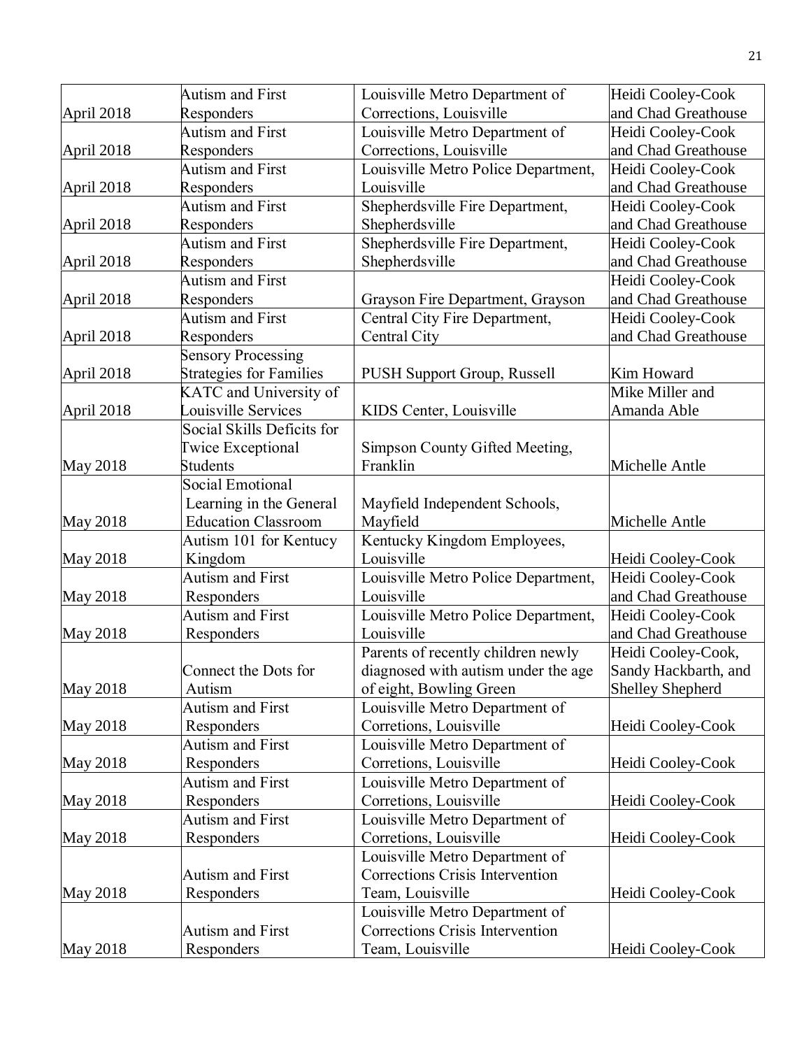| April 2018 | Autism and First Responders | Louisville Metro Department of Corrections, Louisville | Heidi Cooley-Cook and Chad Greathouse |
|---|---|---|---|
| April 2018 | Autism and First Responders | Louisville Metro Department of Corrections, Louisville | Heidi Cooley-Cook and Chad Greathouse |
| April 2018 | Autism and First Responders | Louisville Metro Police Department, Louisville | Heidi Cooley-Cook and Chad Greathouse |
| April 2018 | Autism and First Responders | Shepherdsville Fire Department, Shepherdsville | Heidi Cooley-Cook and Chad Greathouse |
| April 2018 | Autism and First Responders | Shepherdsville Fire Department, Shepherdsville | Heidi Cooley-Cook and Chad Greathouse |
| April 2018 | Autism and First Responders | Grayson Fire Department, Grayson | Heidi Cooley-Cook and Chad Greathouse |
| April 2018 | Autism and First Responders | Central City Fire Department, Central City | Heidi Cooley-Cook and Chad Greathouse |
| April 2018 | Sensory Processing Strategies for Families | PUSH Support Group, Russell | Kim Howard |
| April 2018 | KATC and University of Louisville Services | KIDS Center, Louisville | Mike Miller and Amanda Able |
| May 2018 | Social Skills Deficits for Twice Exceptional Students | Simpson County Gifted Meeting, Franklin | Michelle Antle |
| May 2018 | Social Emotional Learning in the General Education Classroom | Mayfield Independent Schools, Mayfield | Michelle Antle |
| May 2018 | Autism 101 for Kentucy Kingdom | Kentucky Kingdom Employees, Louisville | Heidi Cooley-Cook |
| May 2018 | Autism and First Responders | Louisville Metro Police Department, Louisville | Heidi Cooley-Cook and Chad Greathouse |
| May 2018 | Autism and First Responders | Louisville Metro Police Department, Louisville | Heidi Cooley-Cook and Chad Greathouse |
| May 2018 | Connect the Dots for Autism | Parents of recently children newly diagnosed with autism under the age of eight, Bowling Green | Heidi Cooley-Cook, Sandy Hackbarth, and Shelley Shepherd |
| May 2018 | Autism and First Responders | Louisville Metro Department of Corretions, Louisville | Heidi Cooley-Cook |
| May 2018 | Autism and First Responders | Louisville Metro Department of Corretions, Louisville | Heidi Cooley-Cook |
| May 2018 | Autism and First Responders | Louisville Metro Department of Corretions, Louisville | Heidi Cooley-Cook |
| May 2018 | Autism and First Responders | Louisville Metro Department of Corretions, Louisville | Heidi Cooley-Cook |
| May 2018 | Autism and First Responders | Louisville Metro Department of Corrections Crisis Intervention Team, Louisville | Heidi Cooley-Cook |
| May 2018 | Autism and First Responders | Louisville Metro Department of Corrections Crisis Intervention Team, Louisville | Heidi Cooley-Cook |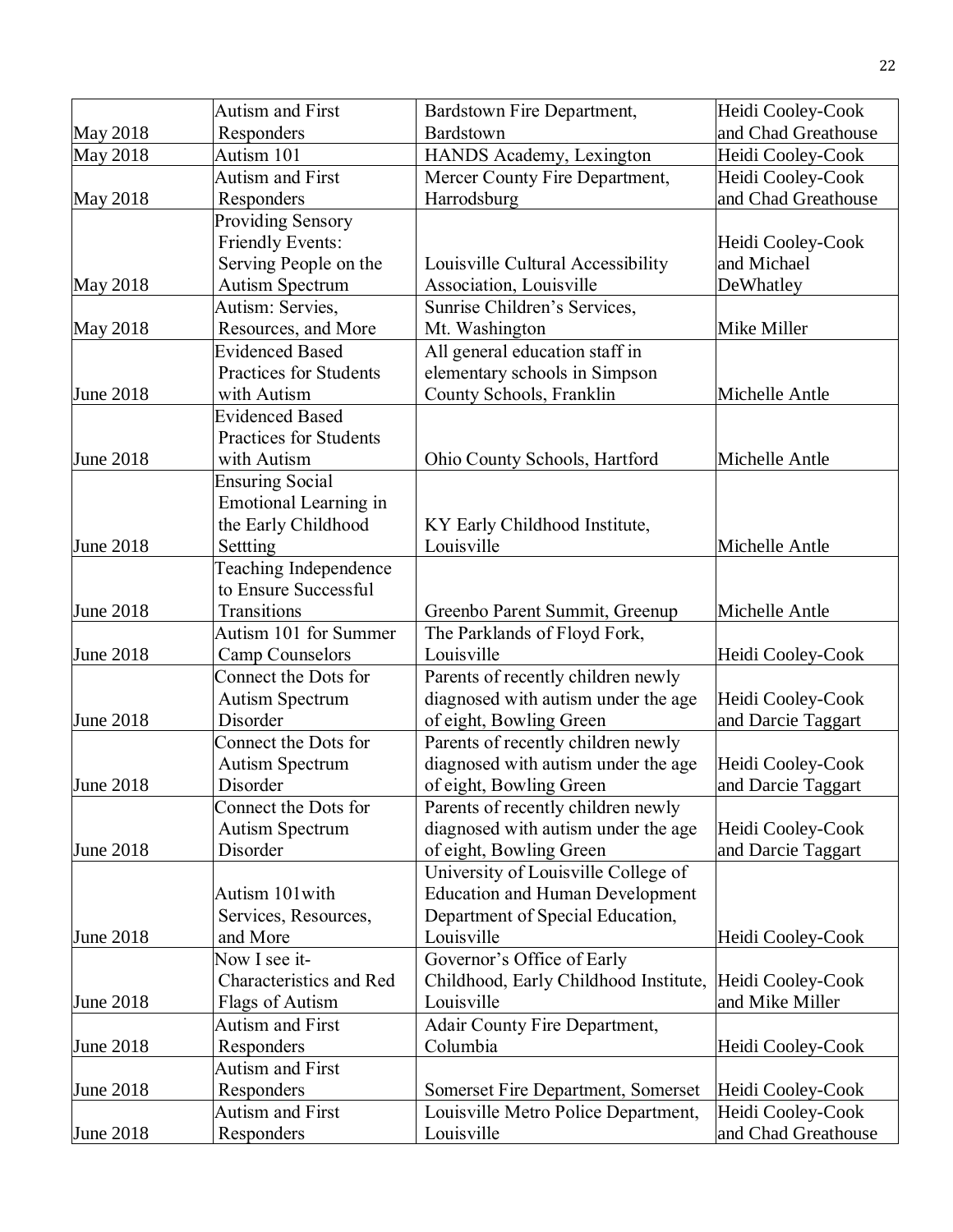| | | | |
|---|---|---|---|
| May 2018 | Autism and First Responders | Bardstown Fire Department, Bardstown | Heidi Cooley-Cook and Chad Greathouse |
| May 2018 | Autism 101 | HANDS Academy, Lexington | Heidi Cooley-Cook |
| May 2018 | Autism and First Responders | Mercer County Fire Department, Harrodsburg | Heidi Cooley-Cook and Chad Greathouse |
| May 2018 | Providing Sensory Friendly Events: Serving People on the Autism Spectrum | Louisville Cultural Accessibility Association, Louisville | Heidi Cooley-Cook and Michael DeWhatley |
| May 2018 | Autism: Servies, Resources, and More | Sunrise Children's Services, Mt. Washington | Mike Miller |
| June 2018 | Evidenced Based Practices for Students with Autism | All general education staff in elementary schools in Simpson County Schools, Franklin | Michelle Antle |
| June 2018 | Evidenced Based Practices for Students with Autism | Ohio County Schools, Hartford | Michelle Antle |
| June 2018 | Ensuring Social Emotional Learning in the Early Childhood Settting | KY Early Childhood Institute, Louisville | Michelle Antle |
| June 2018 | Teaching Independence to Ensure Successful Transitions | Greenbo Parent Summit, Greenup | Michelle Antle |
| June 2018 | Autism 101 for Summer Camp Counselors | The Parklands of Floyd Fork, Louisville | Heidi Cooley-Cook |
| June 2018 | Connect the Dots for Autism Spectrum Disorder | Parents of recently children newly diagnosed with autism under the age of eight, Bowling Green | Heidi Cooley-Cook and Darcie Taggart |
| June 2018 | Connect the Dots for Autism Spectrum Disorder | Parents of recently children newly diagnosed with autism under the age of eight, Bowling Green | Heidi Cooley-Cook and Darcie Taggart |
| June 2018 | Connect the Dots for Autism Spectrum Disorder | Parents of recently children newly diagnosed with autism under the age of eight, Bowling Green | Heidi Cooley-Cook and Darcie Taggart |
| June 2018 | Autism 101with Services, Resources, and More | University of Louisville College of Education and Human Development Department of Special Education, Louisville | Heidi Cooley-Cook |
| June 2018 | Now I see it- Characteristics and Red Flags of Autism | Governor's Office of Early Childhood, Early Childhood Institute, Louisville | Heidi Cooley-Cook and Mike Miller |
| June 2018 | Autism and First Responders | Adair County Fire Department, Columbia | Heidi Cooley-Cook |
| June 2018 | Autism and First Responders | Somerset Fire Department, Somerset | Heidi Cooley-Cook |
| June 2018 | Autism and First Responders | Louisville Metro Police Department, Louisville | Heidi Cooley-Cook and Chad Greathouse |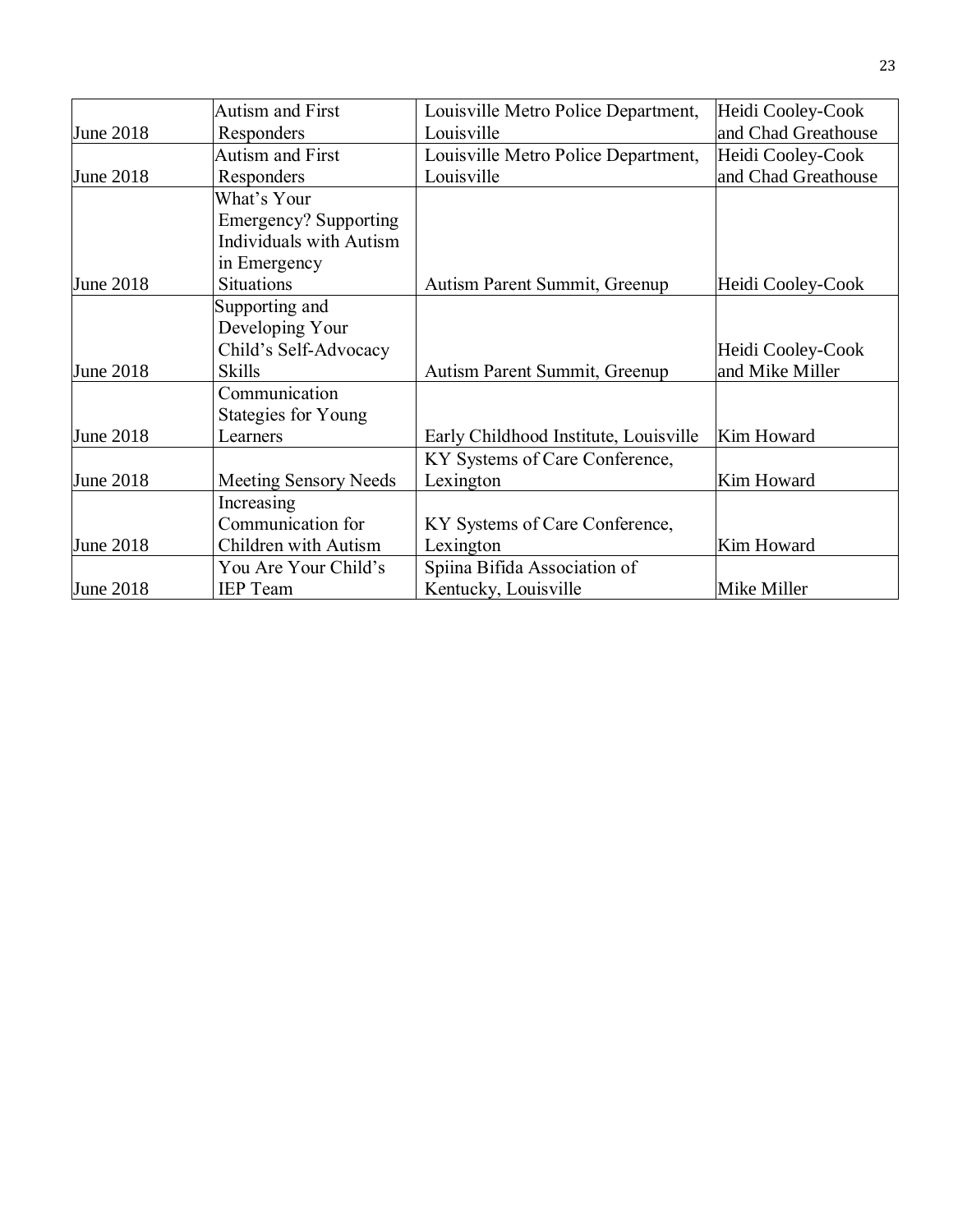| | | | |
|---|---|---|---|
| June 2018 | Autism and First Responders | Louisville Metro Police Department, Louisville | Heidi Cooley-Cook and Chad Greathouse |
| June 2018 | Autism and First Responders | Louisville Metro Police Department, Louisville | Heidi Cooley-Cook and Chad Greathouse |
| June 2018 | What's Your Emergency? Supporting Individuals with Autism in Emergency Situations | Autism Parent Summit, Greenup | Heidi Cooley-Cook |
| June 2018 | Supporting and Developing Your Child's Self-Advocacy Skills | Autism Parent Summit, Greenup | Heidi Cooley-Cook and Mike Miller |
| June 2018 | Communication Stategies for Young Learners | Early Childhood Institute, Louisville | Kim Howard |
| June 2018 | Meeting Sensory Needs | KY Systems of Care Conference, Lexington | Kim Howard |
| June 2018 | Increasing Communication for Children with Autism | KY Systems of Care Conference, Lexington | Kim Howard |
| June 2018 | You Are Your Child's IEP Team | Spiina Bifida Association of Kentucky, Louisville | Mike Miller |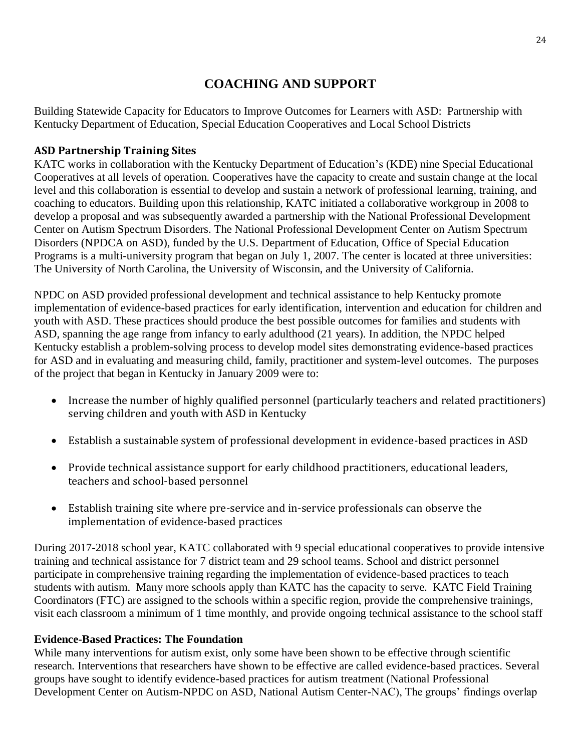# COACHING AND SUPPORT

Building Statewide Capacity for Educators to Improve Outcomes for Learners with ASD: Partnership with Kentucky Department of Education, Special Education Cooperatives and Local School Districts

## ASD Partnership Training Sites

KATC works in collaboration with the Kentucky Department of Education's (KDE) nine Special Educational Cooperatives at all levels of operation. Cooperatives have the capacity to create and sustain change at the local level and this collaboration is essential to develop and sustain a network of professional learning, training, and coaching to educators. Building upon this relationship, KATC initiated a collaborative workgroup in 2008 to develop a proposal and was subsequently awarded a partnership with the National Professional Development Center on Autism Spectrum Disorders. The National Professional Development Center on Autism Spectrum Disorders (NPDCA on ASD), funded by the U.S. Department of Education, Office of Special Education Programs is a multi-university program that began on July 1, 2007. The center is located at three universities: The University of North Carolina, the University of Wisconsin, and the University of California.

NPDC on ASD provided professional development and technical assistance to help Kentucky promote implementation of evidence-based practices for early identification, intervention and education for children and youth with ASD. These practices should produce the best possible outcomes for families and students with ASD, spanning the age range from infancy to early adulthood (21 years). In addition, the NPDC helped Kentucky establish a problem-solving process to develop model sites demonstrating evidence-based practices for ASD and in evaluating and measuring child, family, practitioner and system-level outcomes. The purposes of the project that began in Kentucky in January 2009 were to:

- Increase the number of highly qualified personnel (particularly teachers and related practitioners) serving children and youth with ASD in Kentucky
- Establish a sustainable system of professional development in evidence-based practices in ASD
- Provide technical assistance support for early childhood practitioners, educational leaders, teachers and school-based personnel
- Establish training site where pre-service and in-service professionals can observe the implementation of evidence-based practices

During 2017-2018 school year, KATC collaborated with 9 special educational cooperatives to provide intensive training and technical assistance for 7 district team and 29 school teams. School and district personnel participate in comprehensive training regarding the implementation of evidence-based practices to teach students with autism. Many more schools apply than KATC has the capacity to serve. KATC Field Training Coordinators (FTC) are assigned to the schools within a specific region, provide the comprehensive trainings, visit each classroom a minimum of 1 time monthly, and provide ongoing technical assistance to the school staff

## Evidence-Based Practices: The Foundation

While many interventions for autism exist, only some have been shown to be effective through scientific research. Interventions that researchers have shown to be effective are called evidence-based practices. Several groups have sought to identify evidence-based practices for autism treatment (National Professional Development Center on Autism-NPDC on ASD, National Autism Center-NAC), The groups' findings overlap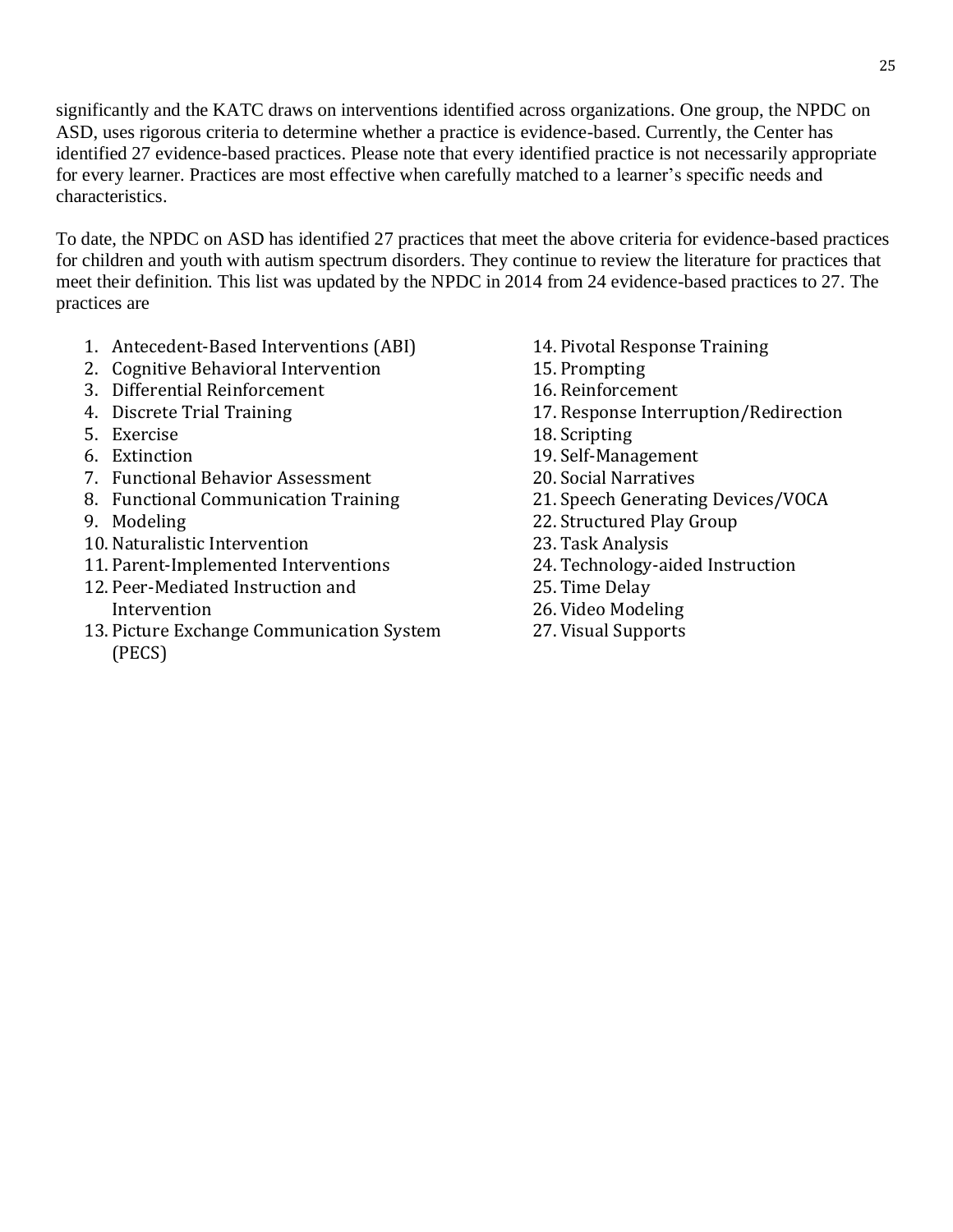significantly and the KATC draws on interventions identified across organizations. One group, the NPDC on ASD, uses rigorous criteria to determine whether a practice is evidence-based. Currently, the Center has identified 27 evidence-based practices. Please note that every identified practice is not necessarily appropriate for every learner. Practices are most effective when carefully matched to a learner's specific needs and characteristics.

To date, the NPDC on ASD has identified 27 practices that meet the above criteria for evidence-based practices for children and youth with autism spectrum disorders. They continue to review the literature for practices that meet their definition. This list was updated by the NPDC in 2014 from 24 evidence-based practices to 27. The practices are

1. Antecedent-Based Interventions (ABI)
2. Cognitive Behavioral Intervention
3. Differential Reinforcement
4. Discrete Trial Training
5. Exercise
6. Extinction
7. Functional Behavior Assessment
8. Functional Communication Training
9. Modeling
10. Naturalistic Intervention
11. Parent-Implemented Interventions
12. Peer-Mediated Instruction and Intervention
13. Picture Exchange Communication System (PECS)
14. Pivotal Response Training
15. Prompting
16. Reinforcement
17. Response Interruption/Redirection
18. Scripting
19. Self-Management
20. Social Narratives
21. Speech Generating Devices/VOCA
22. Structured Play Group
23. Task Analysis
24. Technology-aided Instruction
25. Time Delay
26. Video Modeling
27. Visual Supports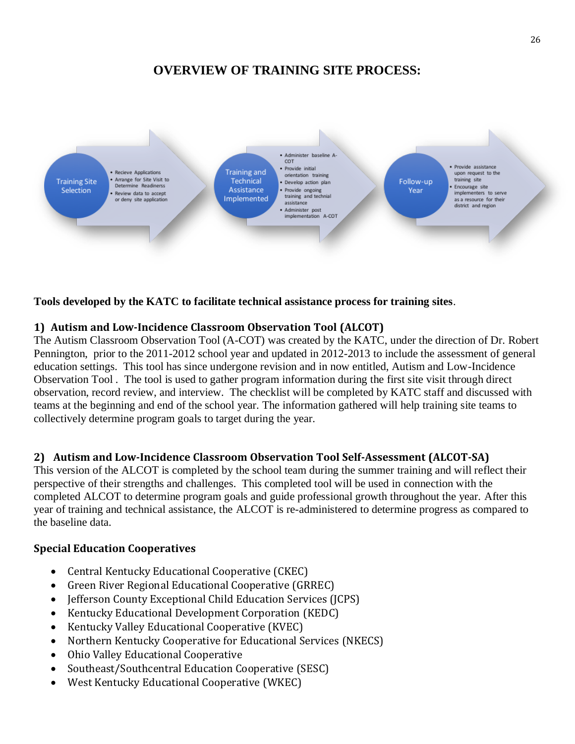# OVERVIEW OF TRAINING SITE PROCESS:

**Training Site Selection**
- Recieve Applications
- Arrange for Site Visit to Determine Readinerss
- Review data to accept or deny site application

**Training and Technical Assistance Implemented**
- Administer baseline A-COT
- Provide initial orientation training
- Develop action plan
- Provide ongoing training and technial assistance
- Administer post implementation A-COT

**Follow-up Year**
- Provide assistance upon request to the training site
- Encourage site implementers to serve as a resource for their district and region

**Tools developed by the KATC to facilitate technical assistance process for training sites**.

### 1) Autism and Low-Incidence Classroom Observation Tool (ALCOT)

The Autism Classroom Observation Tool (A-COT) was created by the KATC, under the direction of Dr. Robert Pennington, prior to the 2011-2012 school year and updated in 2012-2013 to include the assessment of general education settings. This tool has since undergone revision and in now entitled, Autism and Low-Incidence Observation Tool . The tool is used to gather program information during the first site visit through direct observation, record review, and interview. The checklist will be completed by KATC staff and discussed with teams at the beginning and end of the school year. The information gathered will help training site teams to collectively determine program goals to target during the year.

### 2) Autism and Low-Incidence Classroom Observation Tool Self-Assessment (ALCOT-SA)

This version of the ALCOT is completed by the school team during the summer training and will reflect their perspective of their strengths and challenges. This completed tool will be used in connection with the completed ALCOT to determine program goals and guide professional growth throughout the year. After this year of training and technical assistance, the ALCOT is re-administered to determine progress as compared to the baseline data.

### Special Education Cooperatives

- Central Kentucky Educational Cooperative (CKEC)
- Green River Regional Educational Cooperative (GRREC)
- Jefferson County Exceptional Child Education Services (JCPS)
- Kentucky Educational Development Corporation (KEDC)
- Kentucky Valley Educational Cooperative (KVEC)
- Northern Kentucky Cooperative for Educational Services (NKECS)
- Ohio Valley Educational Cooperative
- Southeast/Southcentral Education Cooperative (SESC)
- West Kentucky Educational Cooperative (WKEC)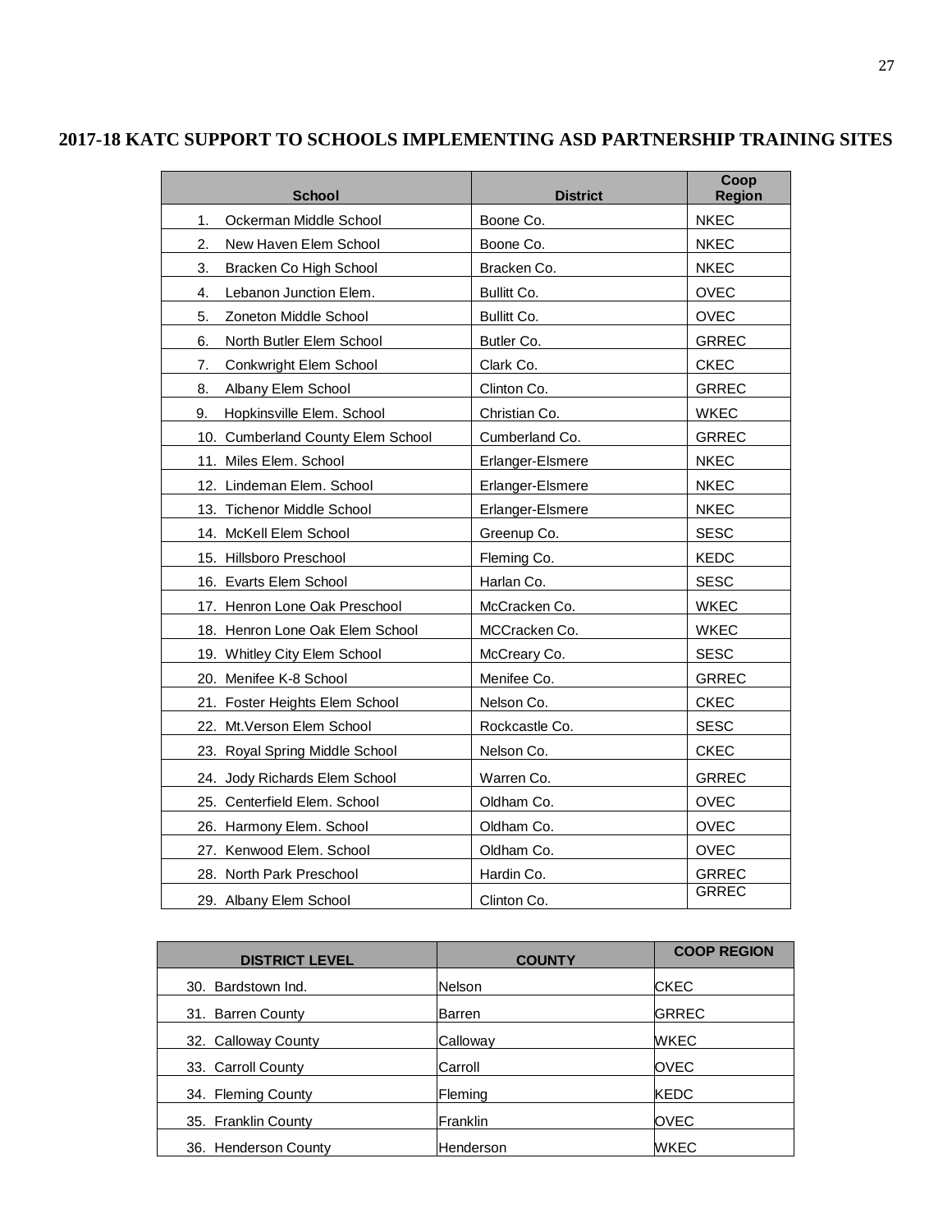## 2017-18 KATC SUPPORT TO SCHOOLS IMPLEMENTING ASD PARTNERSHIP TRAINING SITES

| School | District | Coop Region |
|---|---|---|
| 1. Ockerman Middle School | Boone Co. | NKEC |
| 2. New Haven Elem School | Boone Co. | NKEC |
| 3. Bracken Co High School | Bracken Co. | NKEC |
| 4. Lebanon Junction Elem. | Bullitt Co. | OVEC |
| 5. Zoneton Middle School | Bullitt Co. | OVEC |
| 6. North Butler Elem School | Butler Co. | GRREC |
| 7. Conkwright Elem School | Clark Co. | CKEC |
| 8. Albany Elem School | Clinton Co. | GRREC |
| 9. Hopkinsville Elem. School | Christian Co. | WKEC |
| 10. Cumberland County Elem School | Cumberland Co. | GRREC |
| 11. Miles Elem. School | Erlanger-Elsmere | NKEC |
| 12. Lindeman Elem. School | Erlanger-Elsmere | NKEC |
| 13. Tichenor Middle School | Erlanger-Elsmere | NKEC |
| 14. McKell Elem School | Greenup Co. | SESC |
| 15. Hillsboro Preschool | Fleming Co. | KEDC |
| 16. Evarts Elem School | Harlan Co. | SESC |
| 17. Henron Lone Oak Preschool | McCracken Co. | WKEC |
| 18. Henron Lone Oak Elem School | MCCracken Co. | WKEC |
| 19. Whitley City Elem School | McCreary Co. | SESC |
| 20. Menifee K-8 School | Menifee Co. | GRREC |
| 21. Foster Heights Elem School | Nelson Co. | CKEC |
| 22. Mt.Verson Elem School | Rockcastle Co. | SESC |
| 23. Royal Spring Middle School | Nelson Co. | CKEC |
| 24. Jody Richards Elem School | Warren Co. | GRREC |
| 25. Centerfield Elem. School | Oldham Co. | OVEC |
| 26. Harmony Elem. School | Oldham Co. | OVEC |
| 27. Kenwood Elem. School | Oldham Co. | OVEC |
| 28. North Park Preschool | Hardin Co. | GRREC |
| 29. Albany Elem School | Clinton Co. | GRREC |

| DISTRICT LEVEL | COUNTY | COOP REGION |
|---|---|---|
| 30. Bardstown Ind. | Nelson | CKEC |
| 31. Barren County | Barren | GRREC |
| 32. Calloway County | Calloway | WKEC |
| 33. Carroll County | Carroll | OVEC |
| 34. Fleming County | Fleming | KEDC |
| 35. Franklin County | Franklin | OVEC |
| 36. Henderson County | Henderson | WKEC |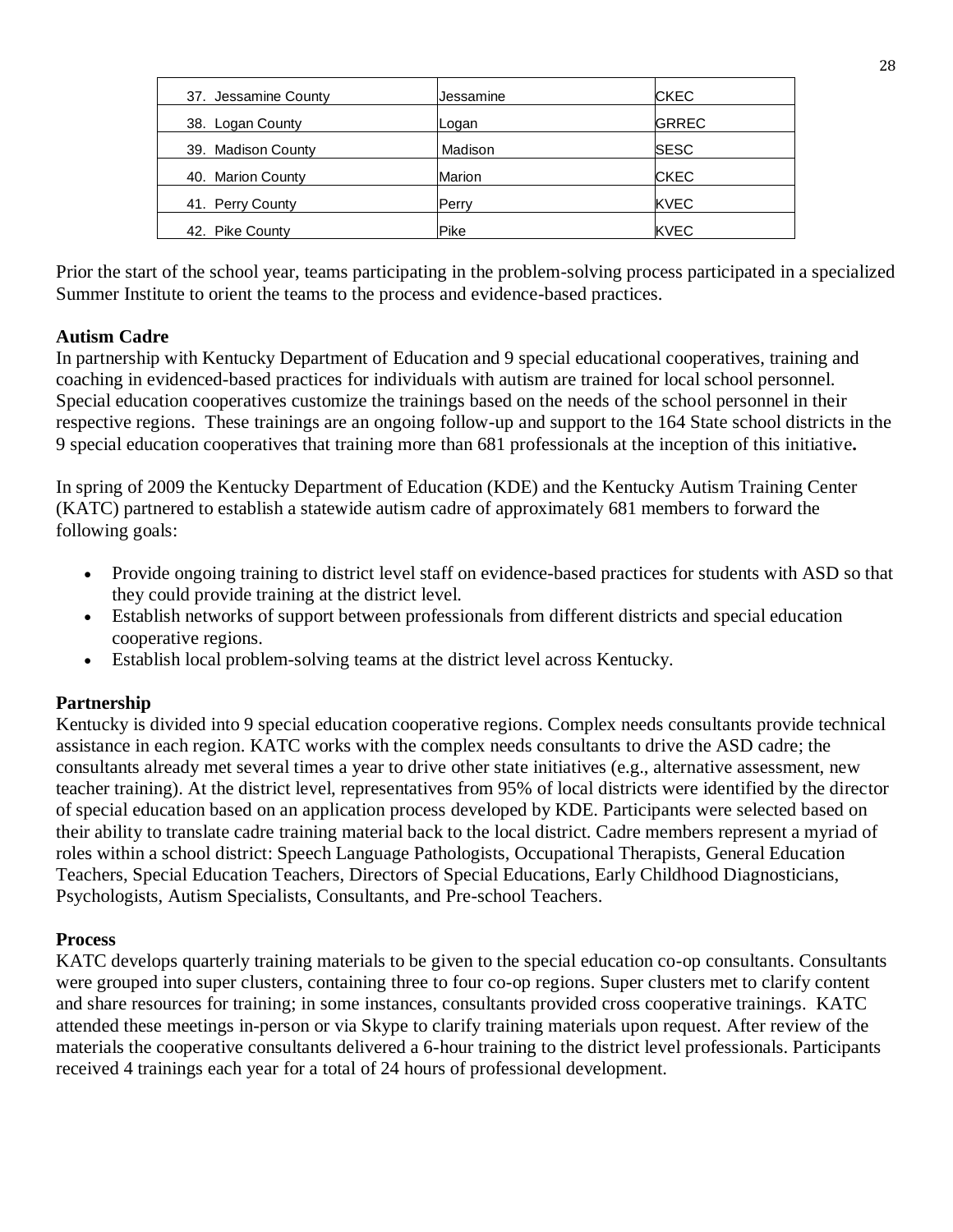| 37. Jessamine County | Jessamine | CKEC |
|---|---|---|
| 38. Logan County | Logan | GRREC |
| 39. Madison County | Madison | SESC |
| 40. Marion County | Marion | CKEC |
| 41. Perry County | Perry | KVEC |
| 42. Pike County | Pike | KVEC |

Prior the start of the school year, teams participating in the problem-solving process participated in a specialized Summer Institute to orient the teams to the process and evidence-based practices.

**Autism Cadre**

In partnership with Kentucky Department of Education and 9 special educational cooperatives, training and coaching in evidenced-based practices for individuals with autism are trained for local school personnel. Special education cooperatives customize the trainings based on the needs of the school personnel in their respective regions. These trainings are an ongoing follow-up and support to the 164 State school districts in the 9 special education cooperatives that training more than 681 professionals at the inception of this initiative**.**

In spring of 2009 the Kentucky Department of Education (KDE) and the Kentucky Autism Training Center (KATC) partnered to establish a statewide autism cadre of approximately 681 members to forward the following goals:

- Provide ongoing training to district level staff on evidence-based practices for students with ASD so that they could provide training at the district level.
- Establish networks of support between professionals from different districts and special education cooperative regions.
- Establish local problem-solving teams at the district level across Kentucky.

**Partnership**

Kentucky is divided into 9 special education cooperative regions. Complex needs consultants provide technical assistance in each region. KATC works with the complex needs consultants to drive the ASD cadre; the consultants already met several times a year to drive other state initiatives (e.g., alternative assessment, new teacher training). At the district level, representatives from 95% of local districts were identified by the director of special education based on an application process developed by KDE. Participants were selected based on their ability to translate cadre training material back to the local district. Cadre members represent a myriad of roles within a school district: Speech Language Pathologists, Occupational Therapists, General Education Teachers, Special Education Teachers, Directors of Special Educations, Early Childhood Diagnosticians, Psychologists, Autism Specialists, Consultants, and Pre-school Teachers.

**Process**

KATC develops quarterly training materials to be given to the special education co-op consultants. Consultants were grouped into super clusters, containing three to four co-op regions. Super clusters met to clarify content and share resources for training; in some instances, consultants provided cross cooperative trainings. KATC attended these meetings in-person or via Skype to clarify training materials upon request. After review of the materials the cooperative consultants delivered a 6-hour training to the district level professionals. Participants received 4 trainings each year for a total of 24 hours of professional development.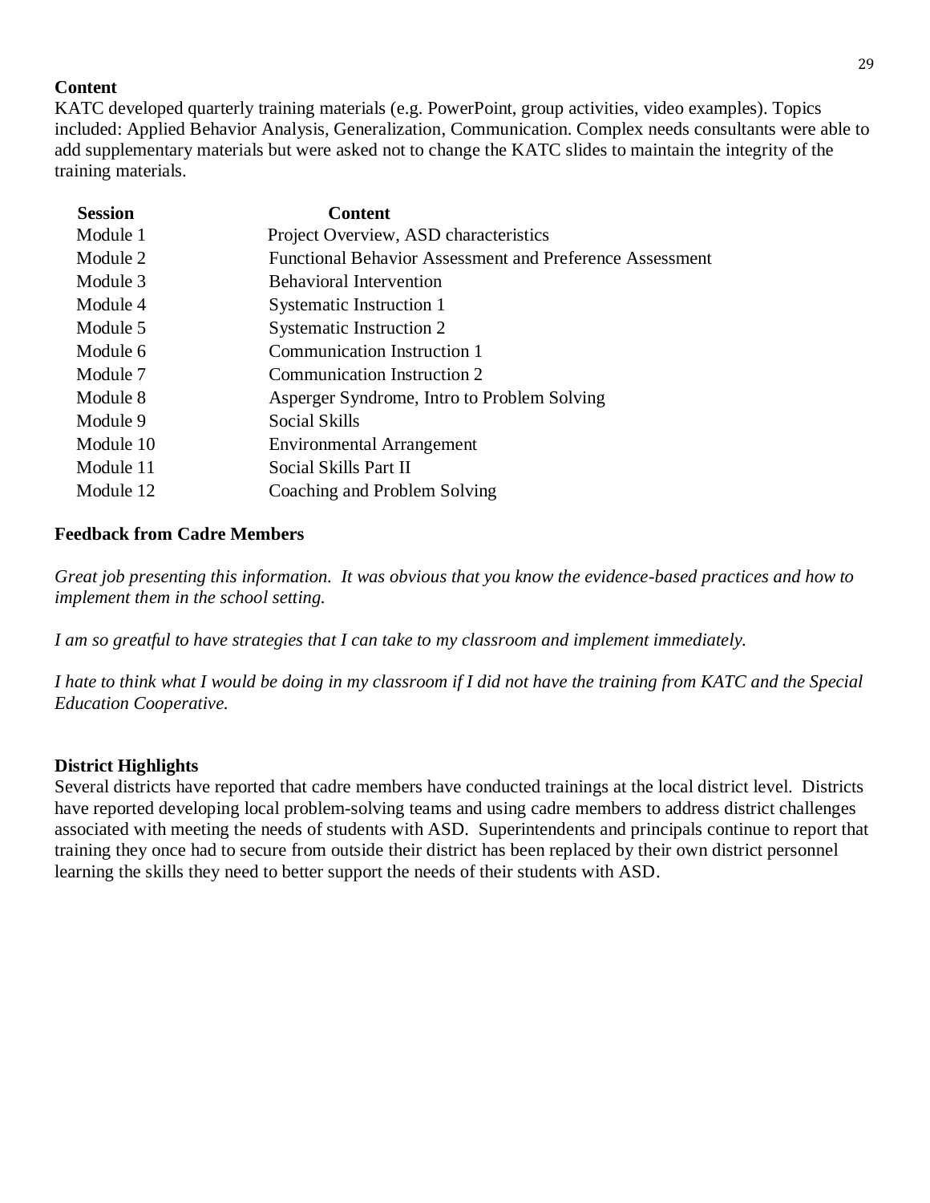**Content**

KATC developed quarterly training materials (e.g. PowerPoint, group activities, video examples). Topics included: Applied Behavior Analysis, Generalization, Communication. Complex needs consultants were able to add supplementary materials but were asked not to change the KATC slides to maintain the integrity of the training materials.

| Session | Content |
| --- | --- |
| Module 1 | Project Overview, ASD characteristics |
| Module 2 | Functional Behavior Assessment and Preference Assessment |
| Module 3 | Behavioral Intervention |
| Module 4 | Systematic Instruction 1 |
| Module 5 | Systematic Instruction 2 |
| Module 6 | Communication Instruction 1 |
| Module 7 | Communication Instruction 2 |
| Module 8 | Asperger Syndrome, Intro to Problem Solving |
| Module 9 | Social Skills |
| Module 10 | Environmental Arrangement |
| Module 11 | Social Skills Part II |
| Module 12 | Coaching and Problem Solving |

**Feedback from Cadre Members**

*Great job presenting this information. It was obvious that you know the evidence-based practices and how to implement them in the school setting.*

*I am so greatful to have strategies that I can take to my classroom and implement immediately.*

*I hate to think what I would be doing in my classroom if I did not have the training from KATC and the Special Education Cooperative.*

**District Highlights**

Several districts have reported that cadre members have conducted trainings at the local district level. Districts have reported developing local problem-solving teams and using cadre members to address district challenges associated with meeting the needs of students with ASD. Superintendents and principals continue to report that training they once had to secure from outside their district has been replaced by their own district personnel learning the skills they need to better support the needs of their students with ASD.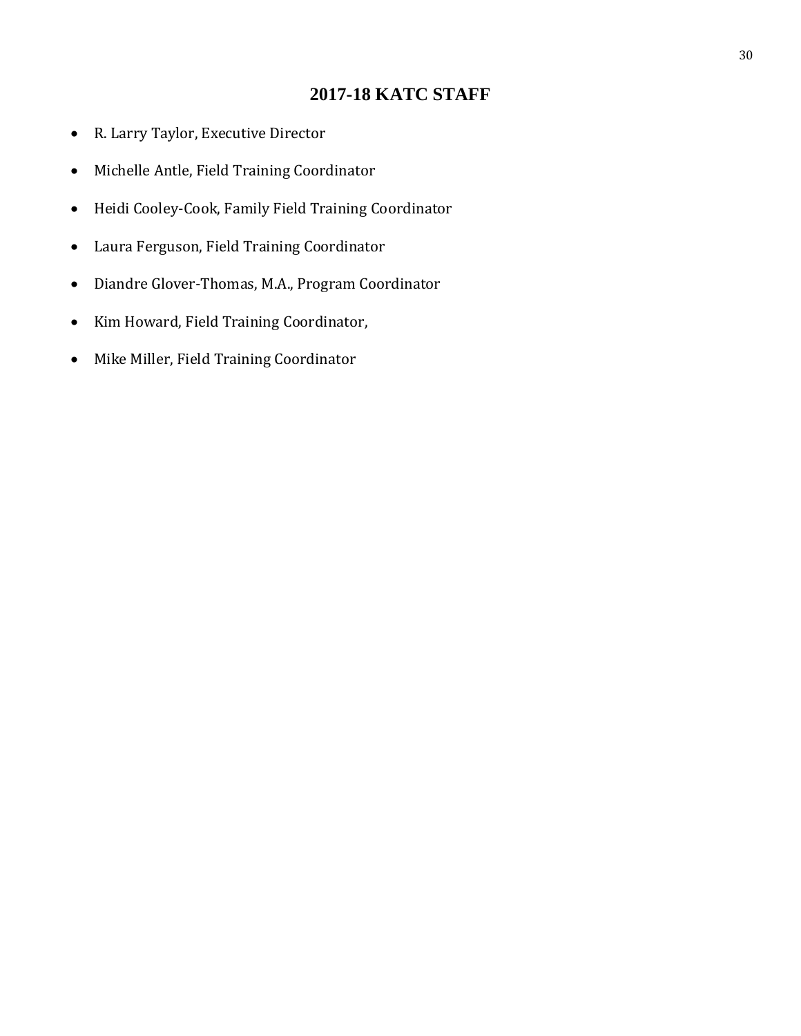# 2017-18 KATC STAFF

- R. Larry Taylor, Executive Director
- Michelle Antle, Field Training Coordinator
- Heidi Cooley-Cook, Family Field Training Coordinator
- Laura Ferguson, Field Training Coordinator
- Diandre Glover-Thomas, M.A., Program Coordinator
- Kim Howard, Field Training Coordinator,
- Mike Miller, Field Training Coordinator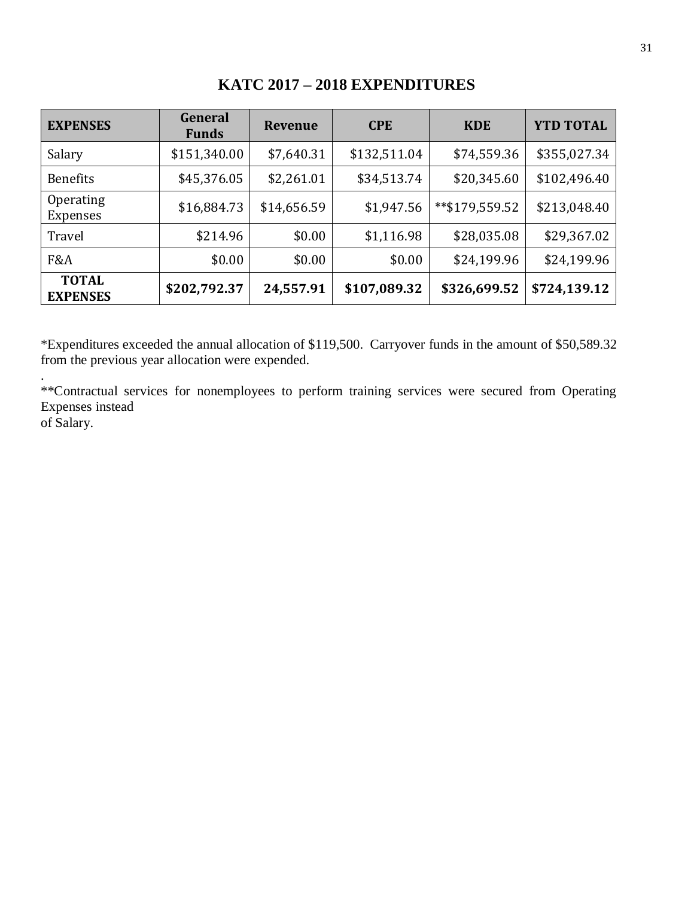# KATC 2017 – 2018 EXPENDITURES

| EXPENSES | General Funds | Revenue | CPE | KDE | YTD TOTAL |
|---|---|---|---|---|---|
| Salary | $151,340.00 | $7,640.31 | $132,511.04 | $74,559.36 | $355,027.34 |
| Benefits | $45,376.05 | $2,261.01 | $34,513.74 | $20,345.60 | $102,496.40 |
| Operating Expenses | $16,884.73 | $14,656.59 | $1,947.56 | **$179,559.52 | $213,048.40 |
| Travel | $214.96 | $0.00 | $1,116.98 | $28,035.08 | $29,367.02 |
| F&A | $0.00 | $0.00 | $0.00 | $24,199.96 | $24,199.96 |
| **TOTAL EXPENSES** | **$202,792.37** | **24,557.91** | **$107,089.32** | **$326,699.52** | **$724,139.12** |

*Expenditures exceeded the annual allocation of $119,500. Carryover funds in the amount of $50,589.32 from the previous year allocation were expended.

.

**Contractual services for nonemployees to perform training services were secured from Operating Expenses instead of Salary.